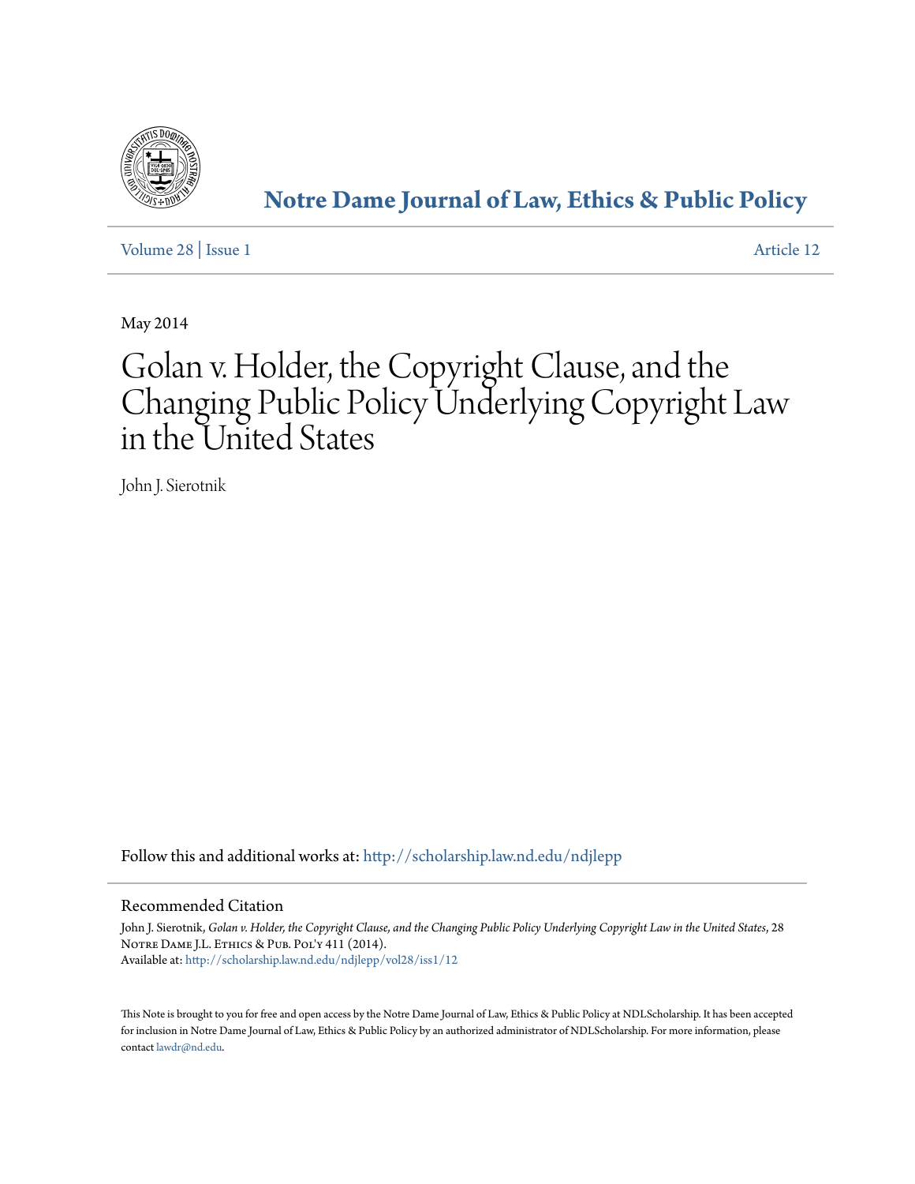# Notre Dame Journal of Law, Ethics & Public Policy

Volume 28 | Issue 1 Article 12

May 2014

# Golan v. Holder, the Copyright Clause, and the Changing Public Policy Underlying Copyright Law in the United States

John J. Sierotnik

Follow this and additional works at: http://scholarship.law.nd.edu/ndjlepp

## Recommended Citation

John J. Sierotnik, *Golan v. Holder, the Copyright Clause, and the Changing Public Policy Underlying Copyright Law in the United States*, 28 Notre Dame J.L. Ethics & Pub. Pol'y 411 (2014).
Available at: http://scholarship.law.nd.edu/ndjlepp/vol28/iss1/12

This Note is brought to you for free and open access by the Notre Dame Journal of Law, Ethics & Public Policy at NDLScholarship. It has been accepted for inclusion in Notre Dame Journal of Law, Ethics & Public Policy by an authorized administrator of NDLScholarship. For more information, please contact lawdr@nd.edu.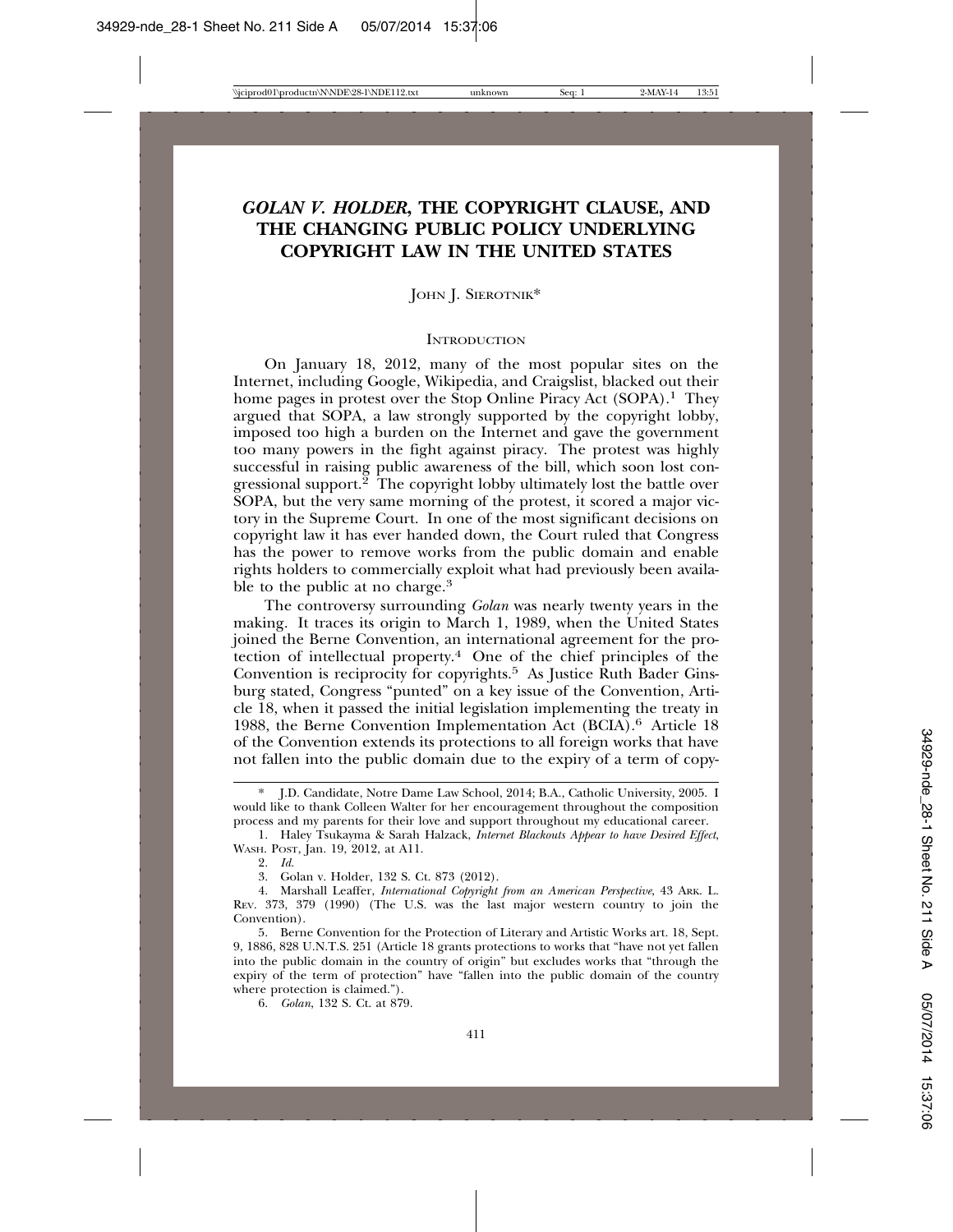# *GOLAN V. HOLDER*, THE COPYRIGHT CLAUSE, AND THE CHANGING PUBLIC POLICY UNDERLYING COPYRIGHT LAW IN THE UNITED STATES

JOHN J. SIEROTNIK*

## INTRODUCTION

On January 18, 2012, many of the most popular sites on the Internet, including Google, Wikipedia, and Craigslist, blacked out their home pages in protest over the Stop Online Piracy Act (SOPA).[1] They argued that SOPA, a law strongly supported by the copyright lobby, imposed too high a burden on the Internet and gave the government too many powers in the fight against piracy. The protest was highly successful in raising public awareness of the bill, which soon lost congressional support.[2] The copyright lobby ultimately lost the battle over SOPA, but the very same morning of the protest, it scored a major victory in the Supreme Court. In one of the most significant decisions on copyright law it has ever handed down, the Court ruled that Congress has the power to remove works from the public domain and enable rights holders to commercially exploit what had previously been available to the public at no charge.[3]

The controversy surrounding *Golan* was nearly twenty years in the making. It traces its origin to March 1, 1989, when the United States joined the Berne Convention, an international agreement for the protection of intellectual property.[4] One of the chief principles of the Convention is reciprocity for copyrights.[5] As Justice Ruth Bader Ginsburg stated, Congress "punted" on a key issue of the Convention, Article 18, when it passed the initial legislation implementing the treaty in 1988, the Berne Convention Implementation Act (BCIA).[6] Article 18 of the Convention extends its protections to all foreign works that have not fallen into the public domain due to the expiry of a term of copy-

---

\* J.D. Candidate, Notre Dame Law School, 2014; B.A., Catholic University, 2005. I would like to thank Colleen Walter for her encouragement throughout the composition process and my parents for their love and support throughout my educational career.

1. Haley Tsukayma & Sarah Halzack, *Internet Blackouts Appear to have Desired Effect*, WASH. POST, Jan. 19, 2012, at A11.

2. *Id.*

3. Golan v. Holder, 132 S. Ct. 873 (2012).

4. Marshall Leaffer, *International Copyright from an American Perspective*, 43 ARK. L. REV. 373, 379 (1990) (The U.S. was the last major western country to join the Convention).

5. Berne Convention for the Protection of Literary and Artistic Works art. 18, Sept. 9, 1886, 828 U.N.T.S. 251 (Article 18 grants protections to works that "have not yet fallen into the public domain in the country of origin" but excludes works that "through the expiry of the term of protection" have "fallen into the public domain of the country where protection is claimed.").

6. *Golan*, 132 S. Ct. at 879.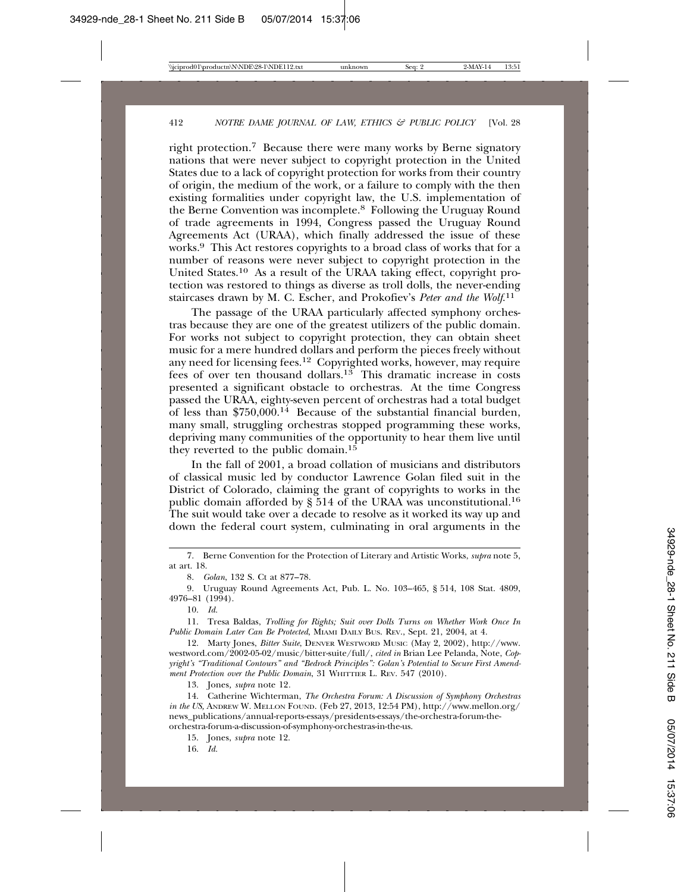right protection.[7] Because there were many works by Berne signatory nations that were never subject to copyright protection in the United States due to a lack of copyright protection for works from their country of origin, the medium of the work, or a failure to comply with the then existing formalities under copyright law, the U.S. implementation of the Berne Convention was incomplete.[8] Following the Uruguay Round of trade agreements in 1994, Congress passed the Uruguay Round Agreements Act (URAA), which finally addressed the issue of these works.[9] This Act restores copyrights to a broad class of works that for a number of reasons were never subject to copyright protection in the United States.[10] As a result of the URAA taking effect, copyright protection was restored to things as diverse as troll dolls, the never-ending staircases drawn by M. C. Escher, and Prokofiev's *Peter and the Wolf*.[11]

The passage of the URAA particularly affected symphony orchestras because they are one of the greatest utilizers of the public domain. For works not subject to copyright protection, they can obtain sheet music for a mere hundred dollars and perform the pieces freely without any need for licensing fees.[12] Copyrighted works, however, may require fees of over ten thousand dollars.[13] This dramatic increase in costs presented a significant obstacle to orchestras. At the time Congress passed the URAA, eighty-seven percent of orchestras had a total budget of less than $750,000.[14] Because of the substantial financial burden, many small, struggling orchestras stopped programming these works, depriving many communities of the opportunity to hear them live until they reverted to the public domain.[15]

In the fall of 2001, a broad collation of musicians and distributors of classical music led by conductor Lawrence Golan filed suit in the District of Colorado, claiming the grant of copyrights to works in the public domain afforded by § 514 of the URAA was unconstitutional.[16] The suit would take over a decade to resolve as it worked its way up and down the federal court system, culminating in oral arguments in the

---

7. Berne Convention for the Protection of Literary and Artistic Works, *supra* note 5, at art. 18.

8. *Golan*, 132 S. Ct at 877–78.

9. Uruguay Round Agreements Act, Pub. L. No. 103–465, § 514, 108 Stat. 4809, 4976–81 (1994).

10. *Id.*

11. Tresa Baldas, *Trolling for Rights; Suit over Dolls Turns on Whether Work Once In Public Domain Later Can Be Protected*, MIAMI DAILY BUS. REV., Sept. 21, 2004, at 4.

12. Marty Jones, *Bitter Suite*, DENVER WESTWORD MUSIC (May 2, 2002), http://www.westword.com/2002-05-02/music/bitter-suite/full/, *cited in* Brian Lee Pelanda, Note, *Copyright's "Traditional Contours" and "Bedrock Principles": Golan's Potential to Secure First Amendment Protection over the Public Domain*, 31 WHITTIER L. REV. 547 (2010).

13. Jones, *supra* note 12.

14. Catherine Wichterman, *The Orchestra Forum: A Discussion of Symphony Orchestras in the US*, ANDREW W. MELLON FOUND. (Feb 27, 2013, 12:54 PM), http://www.mellon.org/news_publications/annual-reports-essays/presidents-essays/the-orchestra-forum-the-orchestra-forum-a-discussion-of-symphony-orchestras-in-the-us.

15. Jones, *supra* note 12.

16. *Id.*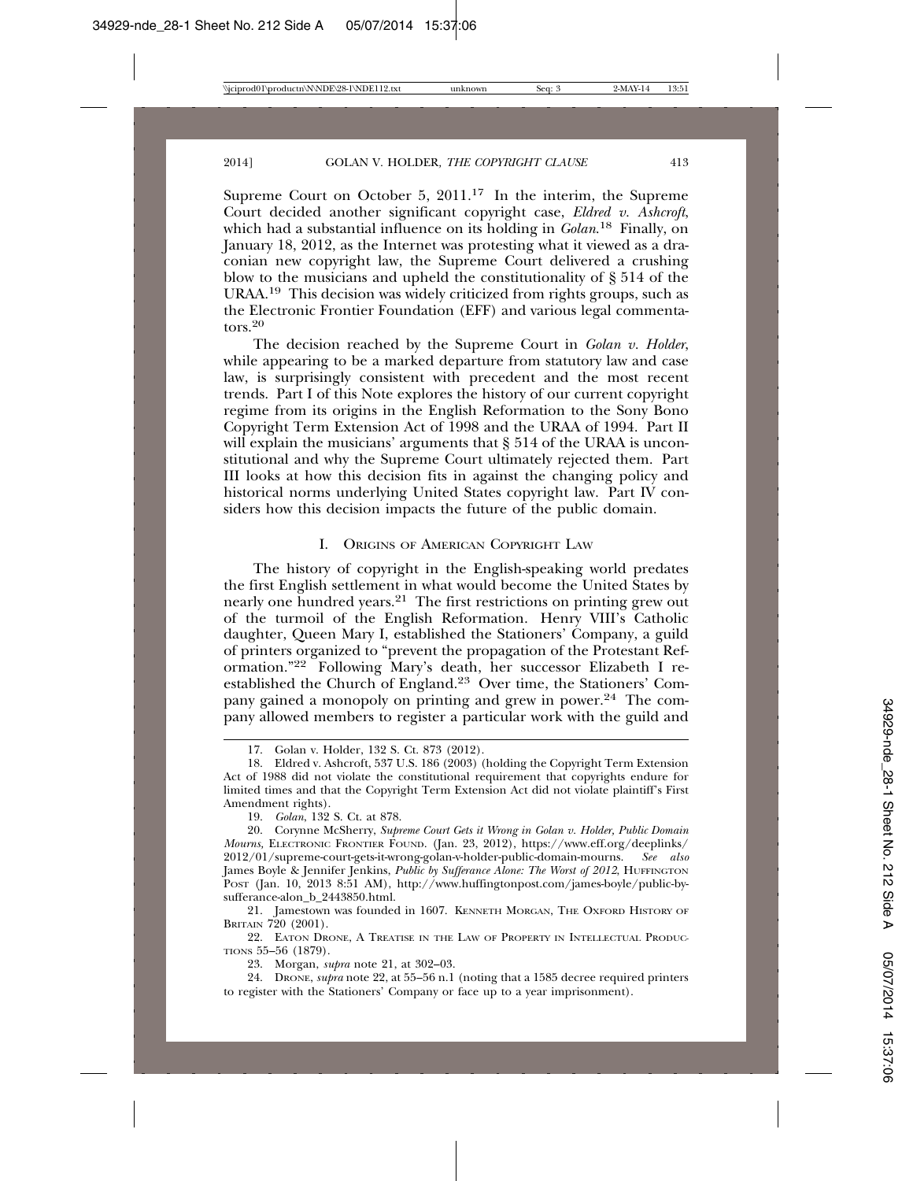Supreme Court on October 5, 2011.[17] In the interim, the Supreme Court decided another significant copyright case, *Eldred v. Ashcroft*, which had a substantial influence on its holding in *Golan*.[18] Finally, on January 18, 2012, as the Internet was protesting what it viewed as a draconian new copyright law, the Supreme Court delivered a crushing blow to the musicians and upheld the constitutionality of § 514 of the URAA.[19] This decision was widely criticized from rights groups, such as the Electronic Frontier Foundation (EFF) and various legal commentators.[20]

The decision reached by the Supreme Court in *Golan v. Holder*, while appearing to be a marked departure from statutory law and case law, is surprisingly consistent with precedent and the most recent trends. Part I of this Note explores the history of our current copyright regime from its origins in the English Reformation to the Sony Bono Copyright Term Extension Act of 1998 and the URAA of 1994. Part II will explain the musicians' arguments that § 514 of the URAA is unconstitutional and why the Supreme Court ultimately rejected them. Part III looks at how this decision fits in against the changing policy and historical norms underlying United States copyright law. Part IV considers how this decision impacts the future of the public domain.

## I. Origins of American Copyright Law

The history of copyright in the English-speaking world predates the first English settlement in what would become the United States by nearly one hundred years.[21] The first restrictions on printing grew out of the turmoil of the English Reformation. Henry VIII's Catholic daughter, Queen Mary I, established the Stationers' Company, a guild of printers organized to "prevent the propagation of the Protestant Reformation."[22] Following Mary's death, her successor Elizabeth I reestablished the Church of England.[23] Over time, the Stationers' Company gained a monopoly on printing and grew in power.[24] The company allowed members to register a particular work with the guild and

---

17. Golan v. Holder, 132 S. Ct. 873 (2012).

18. Eldred v. Ashcroft, 537 U.S. 186 (2003) (holding the Copyright Term Extension Act of 1988 did not violate the constitutional requirement that copyrights endure for limited times and that the Copyright Term Extension Act did not violate plaintiff's First Amendment rights).

19. *Golan*, 132 S. Ct. at 878.

20. Corynne McSherry, *Supreme Court Gets it Wrong in Golan v. Holder, Public Domain Mourns*, Electronic Frontier Found. (Jan. 23, 2012), https://www.eff.org/deeplinks/2012/01/supreme-court-gets-it-wrong-golan-v-holder-public-domain-mourns. *See also* James Boyle & Jennifer Jenkins, *Public by Sufferance Alone: The Worst of 2012*, Huffington Post (Jan. 10, 2013 8:51 AM), http://www.huffingtonpost.com/james-boyle/public-by-sufferance-alon_b_2443850.html.

21. Jamestown was founded in 1607. Kenneth Morgan, The Oxford History of Britain 720 (2001).

22. Eaton Drone, A Treatise in the Law of Property in Intellectual Productions 55–56 (1879).

23. Morgan, *supra* note 21, at 302–03.

24. Drone, *supra* note 22, at 55–56 n.1 (noting that a 1585 decree required printers to register with the Stationers' Company or face up to a year imprisonment).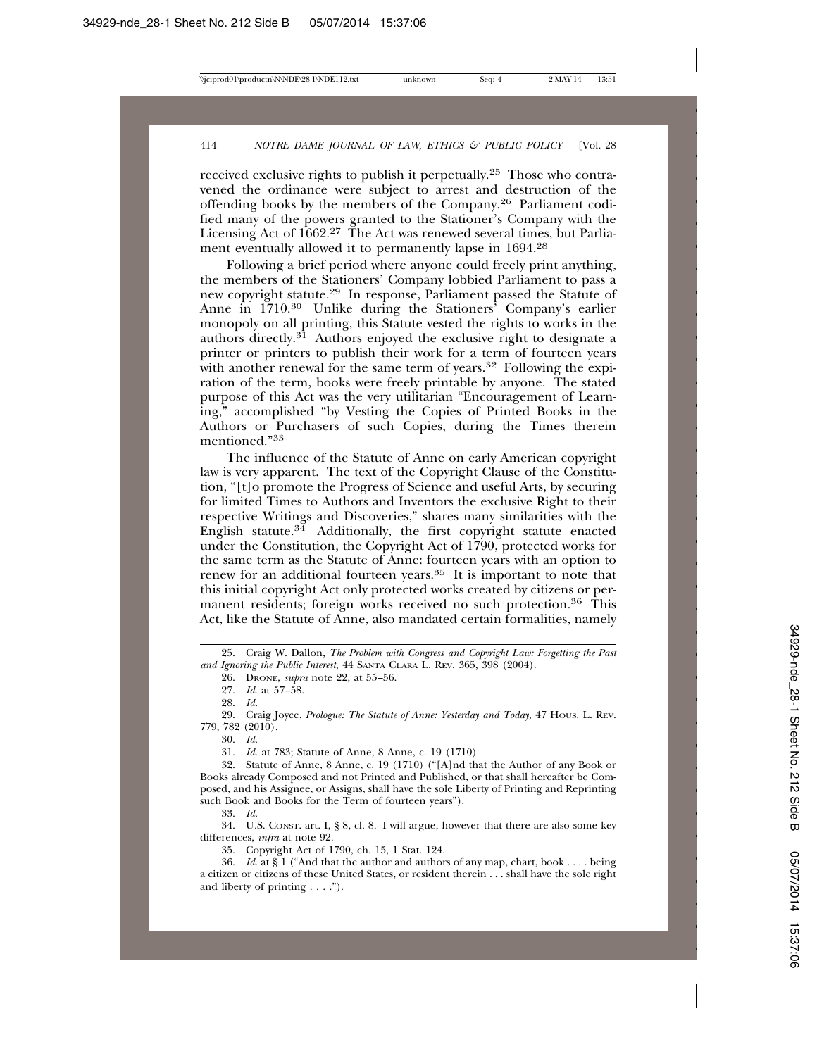received exclusive rights to publish it perpetually.[25] Those who contravened the ordinance were subject to arrest and destruction of the offending books by the members of the Company.[26] Parliament codified many of the powers granted to the Stationer's Company with the Licensing Act of 1662.[27] The Act was renewed several times, but Parliament eventually allowed it to permanently lapse in 1694.[28]

Following a brief period where anyone could freely print anything, the members of the Stationers' Company lobbied Parliament to pass a new copyright statute.[29] In response, Parliament passed the Statute of Anne in 1710.[30] Unlike during the Stationers' Company's earlier monopoly on all printing, this Statute vested the rights to works in the authors directly.[31] Authors enjoyed the exclusive right to designate a printer or printers to publish their work for a term of fourteen years with another renewal for the same term of years.[32] Following the expiration of the term, books were freely printable by anyone. The stated purpose of this Act was the very utilitarian "Encouragement of Learning," accomplished "by Vesting the Copies of Printed Books in the Authors or Purchasers of such Copies, during the Times therein mentioned."[33]

The influence of the Statute of Anne on early American copyright law is very apparent. The text of the Copyright Clause of the Constitution, "[t]o promote the Progress of Science and useful Arts, by securing for limited Times to Authors and Inventors the exclusive Right to their respective Writings and Discoveries," shares many similarities with the English statute.[34] Additionally, the first copyright statute enacted under the Constitution, the Copyright Act of 1790, protected works for the same term as the Statute of Anne: fourteen years with an option to renew for an additional fourteen years.[35] It is important to note that this initial copyright Act only protected works created by citizens or permanent residents; foreign works received no such protection.[36] This Act, like the Statute of Anne, also mandated certain formalities, namely

---

25. Craig W. Dallon, *The Problem with Congress and Copyright Law: Forgetting the Past and Ignoring the Public Interest*, 44 SANTA CLARA L. REV. 365, 398 (2004).

26. DRONE, *supra* note 22, at 55–56.

27. *Id.* at 57–58.

28. *Id.*

29. Craig Joyce, *Prologue: The Statute of Anne: Yesterday and Today*, 47 HOUS. L. REV. 779, 782 (2010).

30. *Id.*

31. *Id.* at 783; Statute of Anne, 8 Anne, c. 19 (1710)

32. Statute of Anne, 8 Anne, c. 19 (1710) ("[A]nd that the Author of any Book or Books already Composed and not Printed and Published, or that shall hereafter be Composed, and his Assignee, or Assigns, shall have the sole Liberty of Printing and Reprinting such Book and Books for the Term of fourteen years").

33. *Id.*

34. U.S. CONST. art. I, § 8, cl. 8. I will argue, however that there are also some key differences, *infra* at note 92.

35. Copyright Act of 1790, ch. 15, 1 Stat. 124.

36. *Id.* at § 1 ("And that the author and authors of any map, chart, book . . . . being a citizen or citizens of these United States, or resident therein . . . shall have the sole right and liberty of printing . . . .").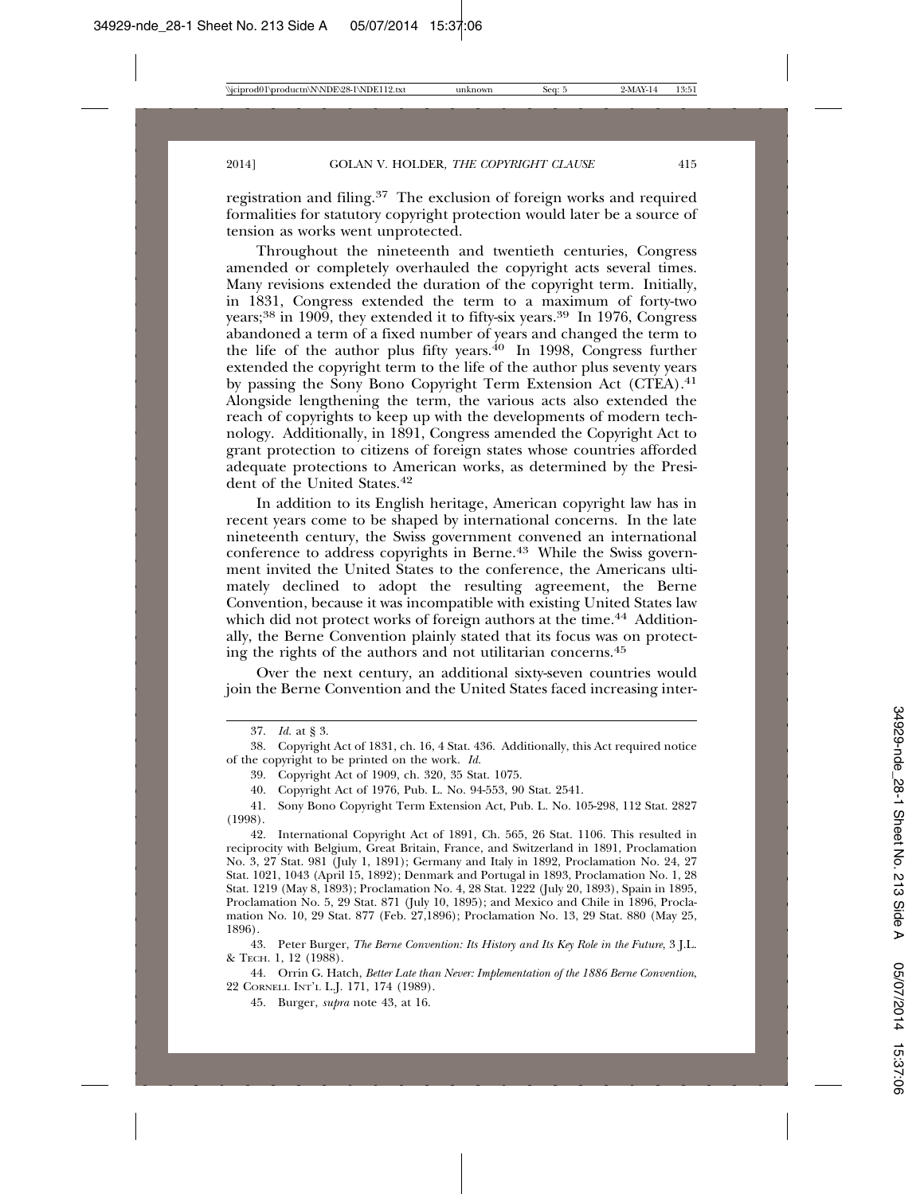registration and filing.[37] The exclusion of foreign works and required formalities for statutory copyright protection would later be a source of tension as works went unprotected.

Throughout the nineteenth and twentieth centuries, Congress amended or completely overhauled the copyright acts several times. Many revisions extended the duration of the copyright term. Initially, in 1831, Congress extended the term to a maximum of forty-two years;[38] in 1909, they extended it to fifty-six years.[39] In 1976, Congress abandoned a term of a fixed number of years and changed the term to the life of the author plus fifty years.[40] In 1998, Congress further extended the copyright term to the life of the author plus seventy years by passing the Sony Bono Copyright Term Extension Act (CTEA).[41] Alongside lengthening the term, the various acts also extended the reach of copyrights to keep up with the developments of modern technology. Additionally, in 1891, Congress amended the Copyright Act to grant protection to citizens of foreign states whose countries afforded adequate protections to American works, as determined by the President of the United States.[42]

In addition to its English heritage, American copyright law has in recent years come to be shaped by international concerns. In the late nineteenth century, the Swiss government convened an international conference to address copyrights in Berne.[43] While the Swiss government invited the United States to the conference, the Americans ultimately declined to adopt the resulting agreement, the Berne Convention, because it was incompatible with existing United States law which did not protect works of foreign authors at the time.[44] Additionally, the Berne Convention plainly stated that its focus was on protecting the rights of the authors and not utilitarian concerns.[45]

Over the next century, an additional sixty-seven countries would join the Berne Convention and the United States faced increasing inter-

---

37. *Id.* at § 3.

38. Copyright Act of 1831, ch. 16, 4 Stat. 436. Additionally, this Act required notice of the copyright to be printed on the work. *Id.*

39. Copyright Act of 1909, ch. 320, 35 Stat. 1075.

40. Copyright Act of 1976, Pub. L. No. 94-553, 90 Stat. 2541.

41. Sony Bono Copyright Term Extension Act, Pub. L. No. 105-298, 112 Stat. 2827 (1998).

42. International Copyright Act of 1891, Ch. 565, 26 Stat. 1106. This resulted in reciprocity with Belgium, Great Britain, France, and Switzerland in 1891, Proclamation No. 3, 27 Stat. 981 (July 1, 1891); Germany and Italy in 1892, Proclamation No. 24, 27 Stat. 1021, 1043 (April 15, 1892); Denmark and Portugal in 1893, Proclamation No. 1, 28 Stat. 1219 (May 8, 1893); Proclamation No. 4, 28 Stat. 1222 (July 20, 1893), Spain in 1895, Proclamation No. 5, 29 Stat. 871 (July 10, 1895); and Mexico and Chile in 1896, Proclamation No. 10, 29 Stat. 877 (Feb. 27,1896); Proclamation No. 13, 29 Stat. 880 (May 25, 1896).

43. Peter Burger, *The Berne Convention: Its History and Its Key Role in the Future*, 3 J.L. & TECH. 1, 12 (1988).

44. Orrin G. Hatch, *Better Late than Never: Implementation of the 1886 Berne Convention*, 22 CORNELL INT'L L.J. 171, 174 (1989).

45. Burger, *supra* note 43, at 16.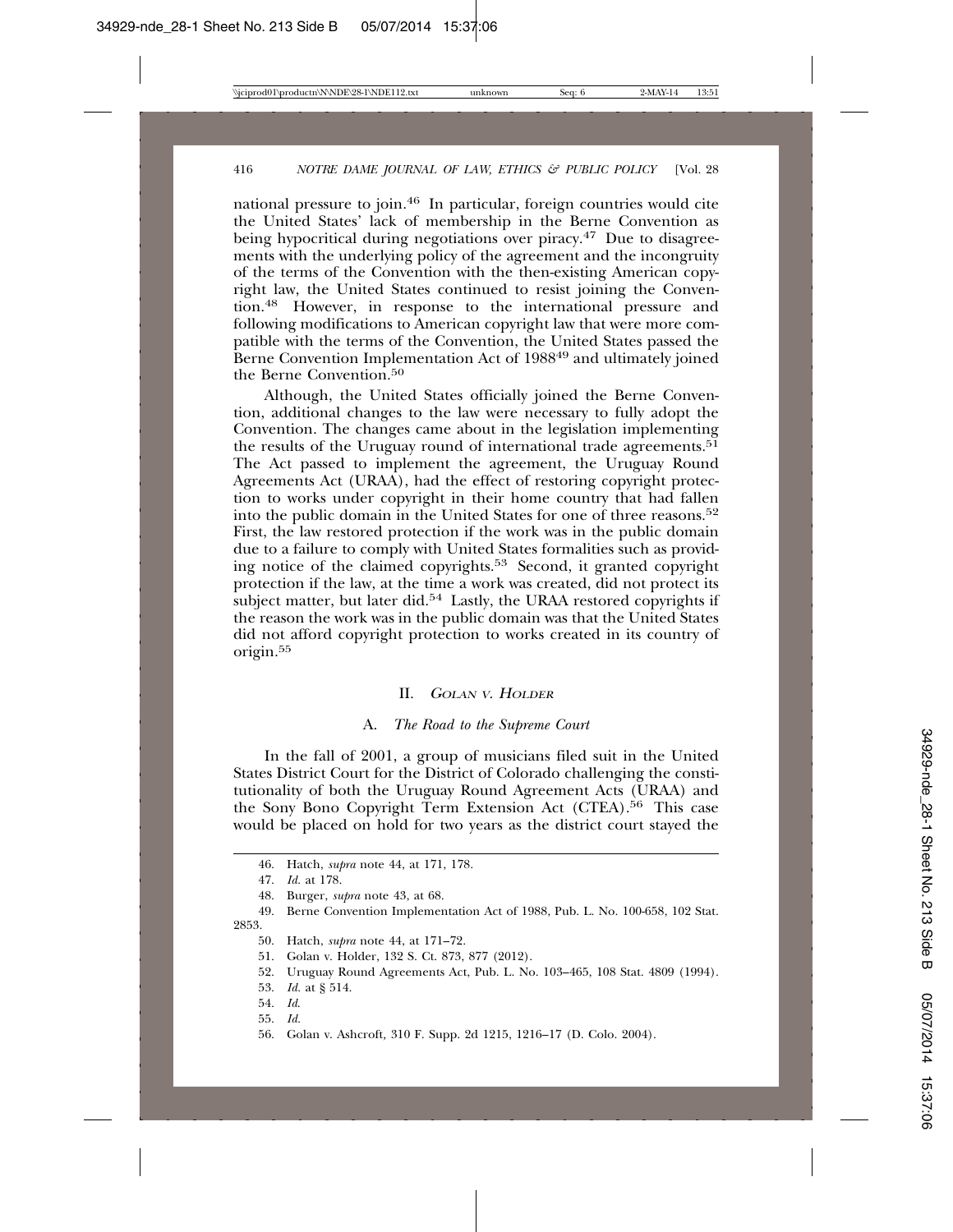national pressure to join.[46] In particular, foreign countries would cite the United States' lack of membership in the Berne Convention as being hypocritical during negotiations over piracy.[47] Due to disagreements with the underlying policy of the agreement and the incongruity of the terms of the Convention with the then-existing American copyright law, the United States continued to resist joining the Convention.[48] However, in response to the international pressure and following modifications to American copyright law that were more compatible with the terms of the Convention, the United States passed the Berne Convention Implementation Act of 1988[49] and ultimately joined the Berne Convention.[50]

Although, the United States officially joined the Berne Convention, additional changes to the law were necessary to fully adopt the Convention. The changes came about in the legislation implementing the results of the Uruguay round of international trade agreements.[51] The Act passed to implement the agreement, the Uruguay Round Agreements Act (URAA), had the effect of restoring copyright protection to works under copyright in their home country that had fallen into the public domain in the United States for one of three reasons.[52] First, the law restored protection if the work was in the public domain due to a failure to comply with United States formalities such as providing notice of the claimed copyrights.[53] Second, it granted copyright protection if the law, at the time a work was created, did not protect its subject matter, but later did.[54] Lastly, the URAA restored copyrights if the reason the work was in the public domain was that the United States did not afford copyright protection to works created in its country of origin.[55]

## II. *Golan v. Holder*

### A. *The Road to the Supreme Court*

In the fall of 2001, a group of musicians filed suit in the United States District Court for the District of Colorado challenging the constitutionality of both the Uruguay Round Agreement Acts (URAA) and the Sony Bono Copyright Term Extension Act (CTEA).[56] This case would be placed on hold for two years as the district court stayed the

---

46. Hatch, *supra* note 44, at 171, 178.

47. *Id.* at 178.

48. Burger, *supra* note 43, at 68.

49. Berne Convention Implementation Act of 1988, Pub. L. No. 100-658, 102 Stat. 2853.

50. Hatch, *supra* note 44, at 171–72.

51. Golan v. Holder, 132 S. Ct. 873, 877 (2012).

52. Uruguay Round Agreements Act, Pub. L. No. 103–465, 108 Stat. 4809 (1994).

53. *Id.* at § 514.

54. *Id.*

55. *Id.*

56. Golan v. Ashcroft, 310 F. Supp. 2d 1215, 1216–17 (D. Colo. 2004).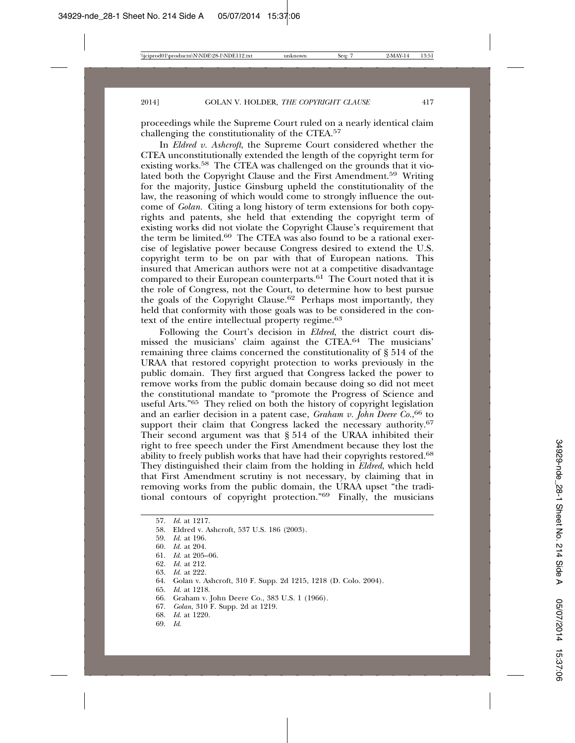proceedings while the Supreme Court ruled on a nearly identical claim challenging the constitutionality of the CTEA.[57]

In *Eldred v. Ashcroft*, the Supreme Court considered whether the CTEA unconstitutionally extended the length of the copyright term for existing works.[58] The CTEA was challenged on the grounds that it violated both the Copyright Clause and the First Amendment.[59] Writing for the majority, Justice Ginsburg upheld the constitutionality of the law, the reasoning of which would come to strongly influence the outcome of *Golan*. Citing a long history of term extensions for both copyrights and patents, she held that extending the copyright term of existing works did not violate the Copyright Clause's requirement that the term be limited.[60] The CTEA was also found to be a rational exercise of legislative power because Congress desired to extend the U.S. copyright term to be on par with that of European nations. This insured that American authors were not at a competitive disadvantage compared to their European counterparts.[61] The Court noted that it is the role of Congress, not the Court, to determine how to best pursue the goals of the Copyright Clause.[62] Perhaps most importantly, they held that conformity with those goals was to be considered in the context of the entire intellectual property regime.[63]

Following the Court's decision in *Eldred*, the district court dismissed the musicians' claim against the CTEA.[64] The musicians' remaining three claims concerned the constitutionality of § 514 of the URAA that restored copyright protection to works previously in the public domain. They first argued that Congress lacked the power to remove works from the public domain because doing so did not meet the constitutional mandate to "promote the Progress of Science and useful Arts."[65] They relied on both the history of copyright legislation and an earlier decision in a patent case, *Graham v. John Deere Co.*,[66] to support their claim that Congress lacked the necessary authority.[67] Their second argument was that § 514 of the URAA inhibited their right to free speech under the First Amendment because they lost the ability to freely publish works that have had their copyrights restored.[68] They distinguished their claim from the holding in *Eldred*, which held that First Amendment scrutiny is not necessary, by claiming that in removing works from the public domain, the URAA upset "the traditional contours of copyright protection."[69] Finally, the musicians

57. *Id.* at 1217.
58. Eldred v. Ashcroft, 537 U.S. 186 (2003).
59. *Id.* at 196.
60. *Id.* at 204.
61. *Id.* at 205–06.
62. *Id.* at 212.
63. *Id.* at 222.
64. Golan v. Ashcroft, 310 F. Supp. 2d 1215, 1218 (D. Colo. 2004).
65. *Id.* at 1218.
66. Graham v. John Deere Co., 383 U.S. 1 (1966).
67. *Golan*, 310 F. Supp. 2d at 1219.
68. *Id.* at 1220.
69. *Id.*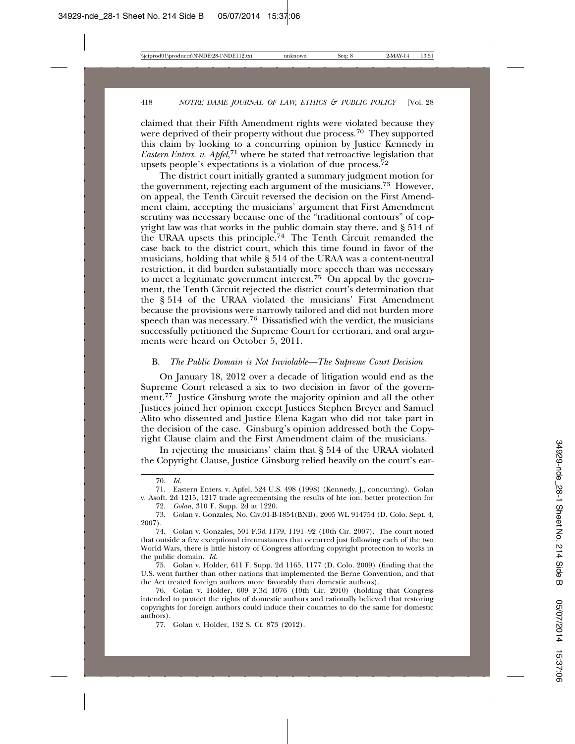claimed that their Fifth Amendment rights were violated because they were deprived of their property without due process.[70] They supported this claim by looking to a concurring opinion by Justice Kennedy in *Eastern Enters. v. Apfel*,[71] where he stated that retroactive legislation that upsets people's expectations is a violation of due process.[72]

The district court initially granted a summary judgment motion for the government, rejecting each argument of the musicians.[73] However, on appeal, the Tenth Circuit reversed the decision on the First Amendment claim, accepting the musicians' argument that First Amendment scrutiny was necessary because one of the "traditional contours" of copyright law was that works in the public domain stay there, and § 514 of the URAA upsets this principle.[74] The Tenth Circuit remanded the case back to the district court, which this time found in favor of the musicians, holding that while § 514 of the URAA was a content-neutral restriction, it did burden substantially more speech than was necessary to meet a legitimate government interest.[75] On appeal by the government, the Tenth Circuit rejected the district court's determination that the § 514 of the URAA violated the musicians' First Amendment because the provisions were narrowly tailored and did not burden more speech than was necessary.[76] Dissatisfied with the verdict, the musicians successfully petitioned the Supreme Court for certiorari, and oral arguments were heard on October 5, 2011.

### B. *The Public Domain is Not Inviolable—The Supreme Court Decision*

On January 18, 2012 over a decade of litigation would end as the Supreme Court released a six to two decision in favor of the government.[77] Justice Ginsburg wrote the majority opinion and all the other Justices joined her opinion except Justices Stephen Breyer and Samuel Alito who dissented and Justice Elena Kagan who did not take part in the decision of the case. Ginsburg's opinion addressed both the Copyright Clause claim and the First Amendment claim of the musicians.

In rejecting the musicians' claim that § 514 of the URAA violated the Copyright Clause, Justice Ginsburg relied heavily on the court's ear-

---

70. *Id.*

71. Eastern Enters. v. Apfel, 524 U.S. 498 (1998) (Kennedy, J., concurring). Golan v. Asoft. 2d 1215, 1217 trade agreementsing the results of hte ion. better protection for

72. *Golan*, 310 F. Supp. 2d at 1220.

73. Golan v. Gonzales, No. Civ.01-B-1854(BNB), 2005 WL 914754 (D. Colo. Sept. 4, 2007).

74. Golan v. Gonzales, 501 F.3d 1179, 1191–92 (10th Cir. 2007). The court noted that outside a few exceptional circumstances that occurred just following each of the two World Wars, there is little history of Congress affording copyright protection to works in the public domain. *Id.*

75. Golan v. Holder, 611 F. Supp. 2d 1165, 1177 (D. Colo. 2009) (finding that the U.S. went further than other nations that implemented the Berne Convention, and that the Act treated foreign authors more favorably than domestic authors).

76. Golan v. Holder, 609 F.3d 1076 (10th Cir. 2010) (holding that Congress intended to protect the rights of domestic authors and rationally believed that restoring copyrights for foreign authors could induce their countries to do the same for domestic authors).

77. Golan v. Holder, 132 S. Ct. 873 (2012).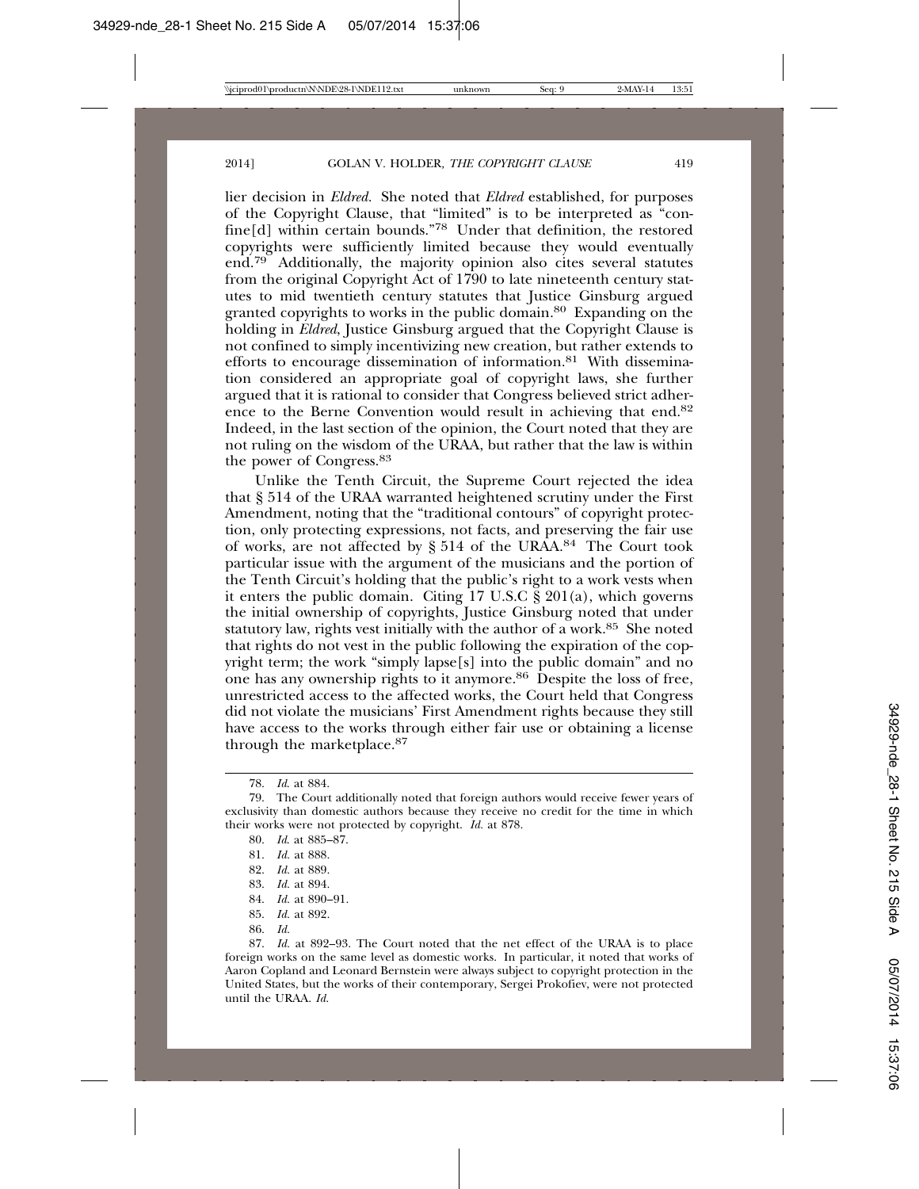lier decision in *Eldred*. She noted that *Eldred* established, for purposes of the Copyright Clause, that "limited" is to be interpreted as "confine[d] within certain bounds."[78] Under that definition, the restored copyrights were sufficiently limited because they would eventually end.[79] Additionally, the majority opinion also cites several statutes from the original Copyright Act of 1790 to late nineteenth century statutes to mid twentieth century statutes that Justice Ginsburg argued granted copyrights to works in the public domain.[80] Expanding on the holding in *Eldred*, Justice Ginsburg argued that the Copyright Clause is not confined to simply incentivizing new creation, but rather extends to efforts to encourage dissemination of information.[81] With dissemination considered an appropriate goal of copyright laws, she further argued that it is rational to consider that Congress believed strict adherence to the Berne Convention would result in achieving that end.[82] Indeed, in the last section of the opinion, the Court noted that they are not ruling on the wisdom of the URAA, but rather that the law is within the power of Congress.[83]

Unlike the Tenth Circuit, the Supreme Court rejected the idea that § 514 of the URAA warranted heightened scrutiny under the First Amendment, noting that the "traditional contours" of copyright protection, only protecting expressions, not facts, and preserving the fair use of works, are not affected by § 514 of the URAA.[84] The Court took particular issue with the argument of the musicians and the portion of the Tenth Circuit's holding that the public's right to a work vests when it enters the public domain. Citing 17 U.S.C § 201(a), which governs the initial ownership of copyrights, Justice Ginsburg noted that under statutory law, rights vest initially with the author of a work.[85] She noted that rights do not vest in the public following the expiration of the copyright term; the work "simply lapse[s] into the public domain" and no one has any ownership rights to it anymore.[86] Despite the loss of free, unrestricted access to the affected works, the Court held that Congress did not violate the musicians' First Amendment rights because they still have access to the works through either fair use or obtaining a license through the marketplace.[87]

---

78. *Id.* at 884.

79. The Court additionally noted that foreign authors would receive fewer years of exclusivity than domestic authors because they receive no credit for the time in which their works were not protected by copyright. *Id.* at 878.

80. *Id.* at 885–87.

81. *Id.* at 888.

82. *Id.* at 889.

83. *Id.* at 894.

84. *Id.* at 890–91.

85. *Id.* at 892.

86. *Id.*

87. *Id.* at 892–93. The Court noted that the net effect of the URAA is to place foreign works on the same level as domestic works. In particular, it noted that works of Aaron Copland and Leonard Bernstein were always subject to copyright protection in the United States, but the works of their contemporary, Sergei Prokofiev, were not protected until the URAA. *Id.*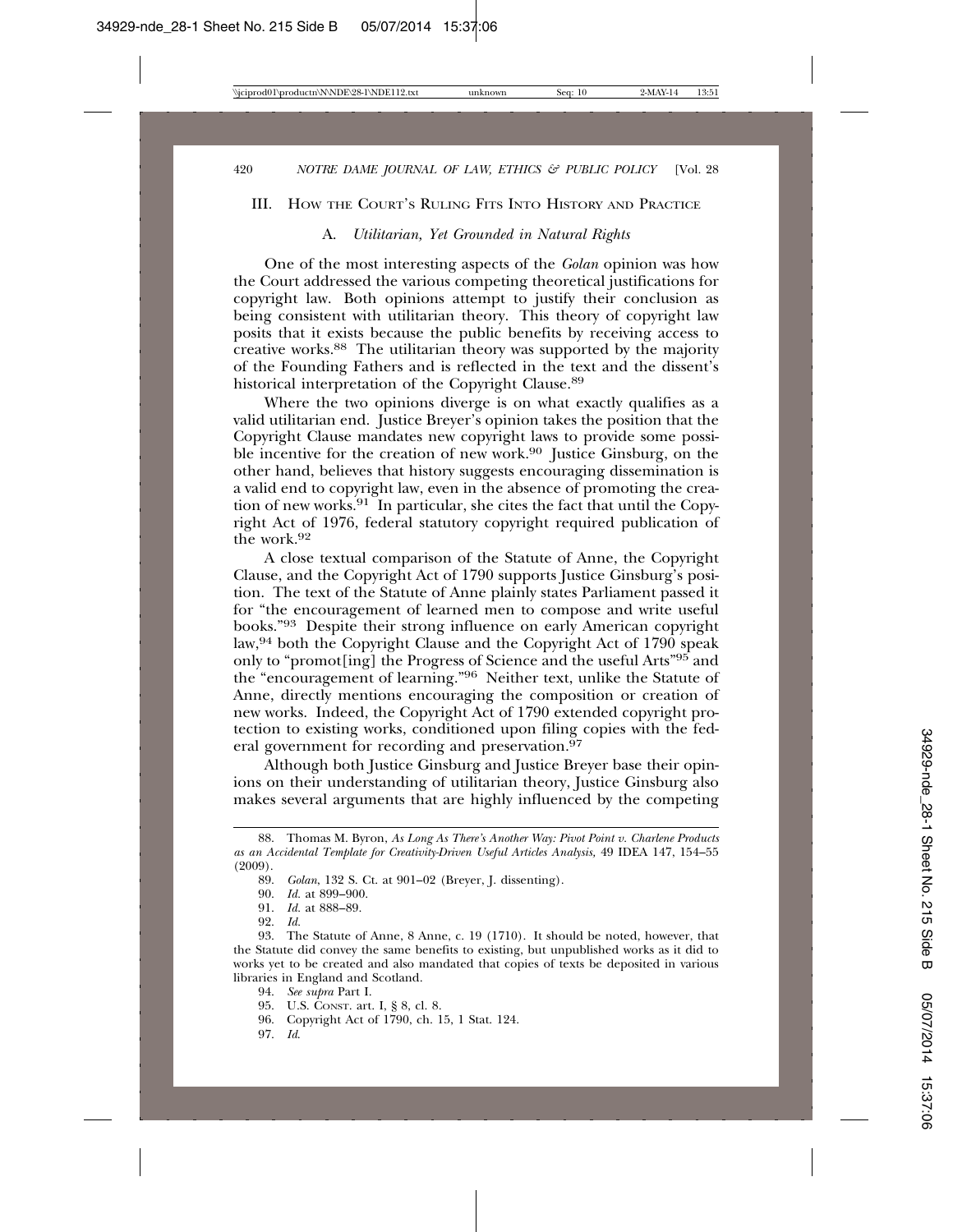## III. How the Court's Ruling Fits Into History and Practice

### A. *Utilitarian, Yet Grounded in Natural Rights*

One of the most interesting aspects of the *Golan* opinion was how the Court addressed the various competing theoretical justifications for copyright law. Both opinions attempt to justify their conclusion as being consistent with utilitarian theory. This theory of copyright law posits that it exists because the public benefits by receiving access to creative works.[88] The utilitarian theory was supported by the majority of the Founding Fathers and is reflected in the text and the dissent's historical interpretation of the Copyright Clause.[89]

Where the two opinions diverge is on what exactly qualifies as a valid utilitarian end. Justice Breyer's opinion takes the position that the Copyright Clause mandates new copyright laws to provide some possible incentive for the creation of new work.[90] Justice Ginsburg, on the other hand, believes that history suggests encouraging dissemination is a valid end to copyright law, even in the absence of promoting the creation of new works.[91] In particular, she cites the fact that until the Copyright Act of 1976, federal statutory copyright required publication of the work.[92]

A close textual comparison of the Statute of Anne, the Copyright Clause, and the Copyright Act of 1790 supports Justice Ginsburg's position. The text of the Statute of Anne plainly states Parliament passed it for "the encouragement of learned men to compose and write useful books."[93] Despite their strong influence on early American copyright law,[94] both the Copyright Clause and the Copyright Act of 1790 speak only to "promot[ing] the Progress of Science and the useful Arts"[95] and the "encouragement of learning."[96] Neither text, unlike the Statute of Anne, directly mentions encouraging the composition or creation of new works. Indeed, the Copyright Act of 1790 extended copyright protection to existing works, conditioned upon filing copies with the federal government for recording and preservation.[97]

Although both Justice Ginsburg and Justice Breyer base their opinions on their understanding of utilitarian theory, Justice Ginsburg also makes several arguments that are highly influenced by the competing

---

88. Thomas M. Byron, *As Long As There's Another Way: Pivot Point v. Charlene Products as an Accidental Template for Creativity-Driven Useful Articles Analysis,* 49 IDEA 147, 154–55 (2009).

89. *Golan*, 132 S. Ct. at 901–02 (Breyer, J. dissenting).

90. *Id.* at 899–900.

91. *Id.* at 888–89.

92. *Id.*

93. The Statute of Anne, 8 Anne, c. 19 (1710). It should be noted, however, that the Statute did convey the same benefits to existing, but unpublished works as it did to works yet to be created and also mandated that copies of texts be deposited in various libraries in England and Scotland.

94. *See supra* Part I.

95. U.S. Const. art. I, § 8, cl. 8.

96. Copyright Act of 1790, ch. 15, 1 Stat. 124.

97. *Id.*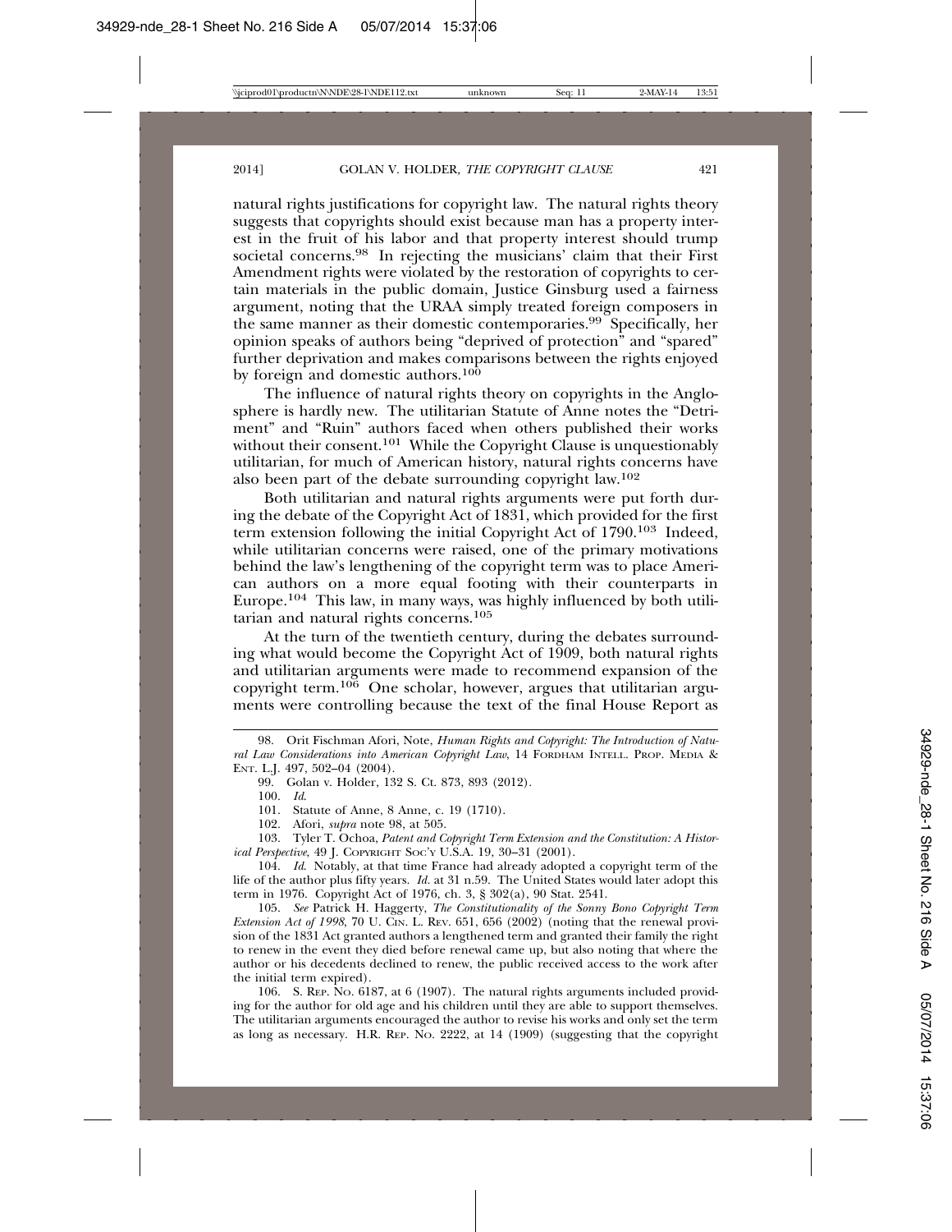natural rights justifications for copyright law. The natural rights theory suggests that copyrights should exist because man has a property interest in the fruit of his labor and that property interest should trump societal concerns.[98] In rejecting the musicians' claim that their First Amendment rights were violated by the restoration of copyrights to certain materials in the public domain, Justice Ginsburg used a fairness argument, noting that the URAA simply treated foreign composers in the same manner as their domestic contemporaries.[99] Specifically, her opinion speaks of authors being "deprived of protection" and "spared" further deprivation and makes comparisons between the rights enjoyed by foreign and domestic authors.[100]

The influence of natural rights theory on copyrights in the Anglosphere is hardly new. The utilitarian Statute of Anne notes the "Detriment" and "Ruin" authors faced when others published their works without their consent.[101] While the Copyright Clause is unquestionably utilitarian, for much of American history, natural rights concerns have also been part of the debate surrounding copyright law.[102]

Both utilitarian and natural rights arguments were put forth during the debate of the Copyright Act of 1831, which provided for the first term extension following the initial Copyright Act of 1790.[103] Indeed, while utilitarian concerns were raised, one of the primary motivations behind the law's lengthening of the copyright term was to place American authors on a more equal footing with their counterparts in Europe.[104] This law, in many ways, was highly influenced by both utilitarian and natural rights concerns.[105]

At the turn of the twentieth century, during the debates surrounding what would become the Copyright Act of 1909, both natural rights and utilitarian arguments were made to recommend expansion of the copyright term.[106] One scholar, however, argues that utilitarian arguments were controlling because the text of the final House Report as

---

98. Orit Fischman Afori, Note, *Human Rights and Copyright: The Introduction of Natural Law Considerations into American Copyright Law*, 14 FORDHAM INTELL. PROP. MEDIA & ENT. L.J. 497, 502–04 (2004).

99. Golan v. Holder, 132 S. Ct. 873, 893 (2012).

100. *Id.*

101. Statute of Anne, 8 Anne, c. 19 (1710).

102. Afori, *supra* note 98, at 505.

103. Tyler T. Ochoa, *Patent and Copyright Term Extension and the Constitution: A Historical Perspective*, 49 J. COPYRIGHT SOC'Y U.S.A. 19, 30–31 (2001).

104. *Id.* Notably, at that time France had already adopted a copyright term of the life of the author plus fifty years. *Id.* at 31 n.59. The United States would later adopt this term in 1976. Copyright Act of 1976, ch. 3, § 302(a), 90 Stat. 2541.

105. *See* Patrick H. Haggerty, *The Constitutionality of the Sonny Bono Copyright Term Extension Act of 1998*, 70 U. CIN. L. REV. 651, 656 (2002) (noting that the renewal provision of the 1831 Act granted authors a lengthened term and granted their family the right to renew in the event they died before renewal came up, but also noting that where the author or his decedents declined to renew, the public received access to the work after the initial term expired).

106. S. REP. NO. 6187, at 6 (1907). The natural rights arguments included providing for the author for old age and his children until they are able to support themselves. The utilitarian arguments encouraged the author to revise his works and only set the term as long as necessary. H.R. REP. NO. 2222, at 14 (1909) (suggesting that the copyright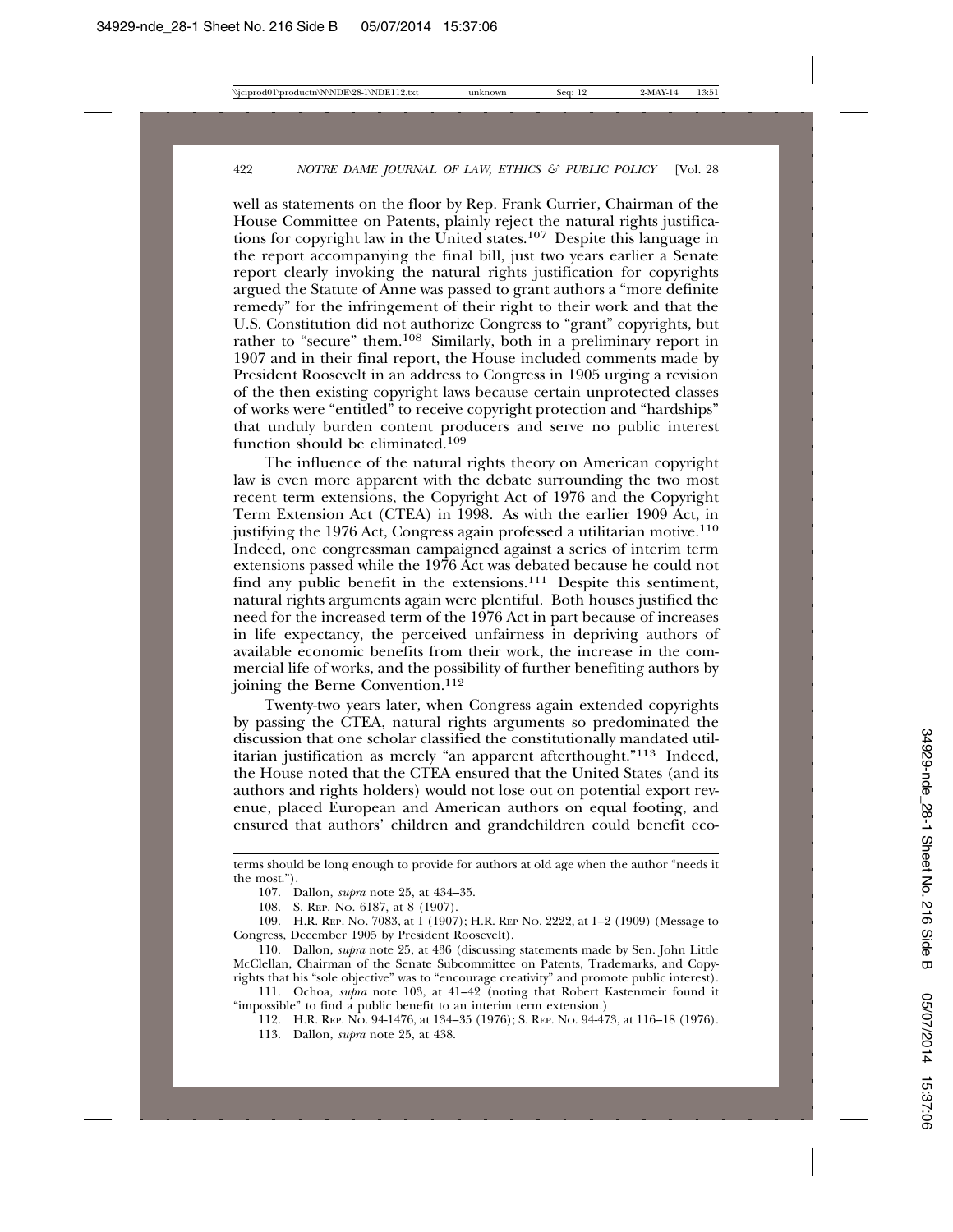well as statements on the floor by Rep. Frank Currier, Chairman of the House Committee on Patents, plainly reject the natural rights justifications for copyright law in the United states.[107] Despite this language in the report accompanying the final bill, just two years earlier a Senate report clearly invoking the natural rights justification for copyrights argued the Statute of Anne was passed to grant authors a "more definite remedy" for the infringement of their right to their work and that the U.S. Constitution did not authorize Congress to "grant" copyrights, but rather to "secure" them.[108] Similarly, both in a preliminary report in 1907 and in their final report, the House included comments made by President Roosevelt in an address to Congress in 1905 urging a revision of the then existing copyright laws because certain unprotected classes of works were "entitled" to receive copyright protection and "hardships" that unduly burden content producers and serve no public interest function should be eliminated.[109]

The influence of the natural rights theory on American copyright law is even more apparent with the debate surrounding the two most recent term extensions, the Copyright Act of 1976 and the Copyright Term Extension Act (CTEA) in 1998. As with the earlier 1909 Act, in justifying the 1976 Act, Congress again professed a utilitarian motive.[110] Indeed, one congressman campaigned against a series of interim term extensions passed while the 1976 Act was debated because he could not find any public benefit in the extensions.[111] Despite this sentiment, natural rights arguments again were plentiful. Both houses justified the need for the increased term of the 1976 Act in part because of increases in life expectancy, the perceived unfairness in depriving authors of available economic benefits from their work, the increase in the commercial life of works, and the possibility of further benefiting authors by joining the Berne Convention.[112]

Twenty-two years later, when Congress again extended copyrights by passing the CTEA, natural rights arguments so predominated the discussion that one scholar classified the constitutionally mandated utilitarian justification as merely "an apparent afterthought."[113] Indeed, the House noted that the CTEA ensured that the United States (and its authors and rights holders) would not lose out on potential export revenue, placed European and American authors on equal footing, and ensured that authors' children and grandchildren could benefit eco-

---

terms should be long enough to provide for authors at old age when the author "needs it the most.").

107. Dallon, *supra* note 25, at 434–35.

108. S. Rep. No. 6187, at 8 (1907).

109. H.R. Rep. No. 7083, at 1 (1907); H.R. Rep No. 2222, at 1–2 (1909) (Message to Congress, December 1905 by President Roosevelt).

110. Dallon, *supra* note 25, at 436 (discussing statements made by Sen. John Little McClellan, Chairman of the Senate Subcommittee on Patents, Trademarks, and Copyrights that his "sole objective" was to "encourage creativity" and promote public interest).

111. Ochoa, *supra* note 103, at 41–42 (noting that Robert Kastenmeir found it "impossible" to find a public benefit to an interim term extension.)

112. H.R. Rep. No. 94-1476, at 134–35 (1976); S. Rep. No. 94-473, at 116–18 (1976).

113. Dallon, *supra* note 25, at 438.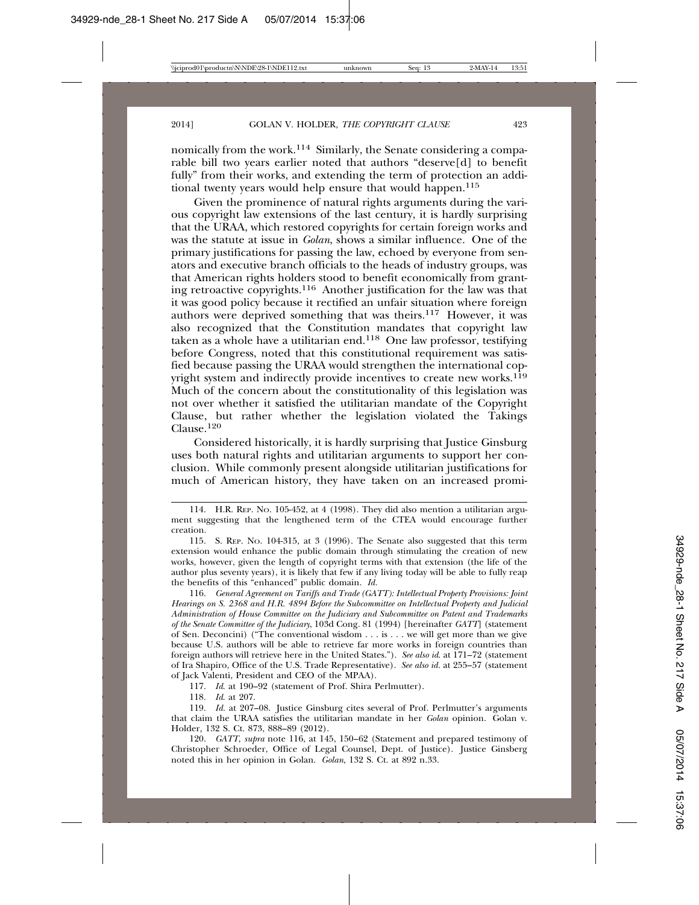nomically from the work.[114] Similarly, the Senate considering a comparable bill two years earlier noted that authors "deserve[d] to benefit fully" from their works, and extending the term of protection an additional twenty years would help ensure that would happen.[115]

Given the prominence of natural rights arguments during the various copyright law extensions of the last century, it is hardly surprising that the URAA, which restored copyrights for certain foreign works and was the statute at issue in *Golan*, shows a similar influence. One of the primary justifications for passing the law, echoed by everyone from senators and executive branch officials to the heads of industry groups, was that American rights holders stood to benefit economically from granting retroactive copyrights.[116] Another justification for the law was that it was good policy because it rectified an unfair situation where foreign authors were deprived something that was theirs.[117] However, it was also recognized that the Constitution mandates that copyright law taken as a whole have a utilitarian end.[118] One law professor, testifying before Congress, noted that this constitutional requirement was satisfied because passing the URAA would strengthen the international copyright system and indirectly provide incentives to create new works.[119] Much of the concern about the constitutionality of this legislation was not over whether it satisfied the utilitarian mandate of the Copyright Clause, but rather whether the legislation violated the Takings Clause.[120]

Considered historically, it is hardly surprising that Justice Ginsburg uses both natural rights and utilitarian arguments to support her conclusion. While commonly present alongside utilitarian justifications for much of American history, they have taken on an increased promi-

---

114. H.R. REP. NO. 105-452, at 4 (1998). They did also mention a utilitarian argument suggesting that the lengthened term of the CTEA would encourage further creation.

115. S. REP. NO. 104-315, at 3 (1996). The Senate also suggested that this term extension would enhance the public domain through stimulating the creation of new works, however, given the length of copyright terms with that extension (the life of the author plus seventy years), it is likely that few if any living today will be able to fully reap the benefits of this "enhanced" public domain. *Id.*

116. *General Agreement on Tariffs and Trade (GATT): Intellectual Property Provisions: Joint Hearings on S. 2368 and H.R. 4894 Before the Subcommittee on Intellectual Property and Judicial Administration of House Committee on the Judiciary and Subcommittee on Patent and Trademarks of the Senate Committee of the Judiciary*, 103d Cong. 81 (1994) [hereinafter *GATT*] (statement of Sen. Deconcini) ("The conventional wisdom . . . is . . . we will get more than we give because U.S. authors will be able to retrieve far more works in foreign countries than foreign authors will retrieve here in the United States."). *See also id.* at 171–72 (statement of Ira Shapiro, Office of the U.S. Trade Representative). *See also id.* at 255–57 (statement of Jack Valenti, President and CEO of the MPAA).

117. *Id.* at 190–92 (statement of Prof. Shira Perlmutter).

118. *Id.* at 207.

119. *Id.* at 207–08. Justice Ginsburg cites several of Prof. Perlmutter's arguments that claim the URAA satisfies the utilitarian mandate in her *Golan* opinion. Golan v. Holder, 132 S. Ct. 873, 888–89 (2012).

120. *GATT*, *supra* note 116, at 145, 150–62 (Statement and prepared testimony of Christopher Schroeder, Office of Legal Counsel, Dept. of Justice). Justice Ginsberg noted this in her opinion in Golan. *Golan*, 132 S. Ct. at 892 n.33.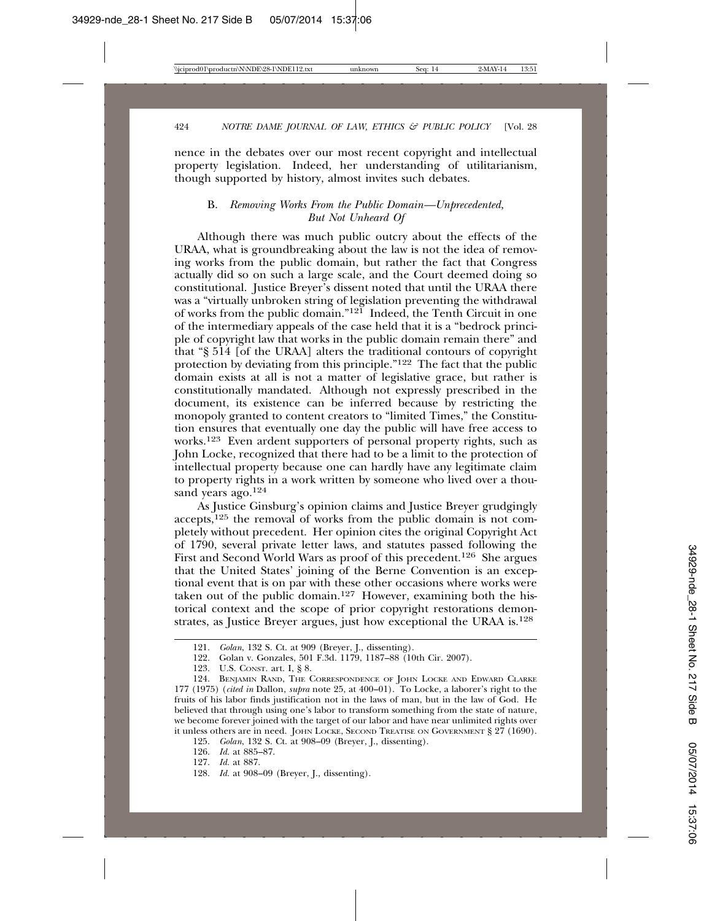nence in the debates over our most recent copyright and intellectual property legislation. Indeed, her understanding of utilitarianism, though supported by history, almost invites such debates.

### B. *Removing Works From the Public Domain—Unprecedented, But Not Unheard Of*

Although there was much public outcry about the effects of the URAA, what is groundbreaking about the law is not the idea of removing works from the public domain, but rather the fact that Congress actually did so on such a large scale, and the Court deemed doing so constitutional. Justice Breyer's dissent noted that until the URAA there was a "virtually unbroken string of legislation preventing the withdrawal of works from the public domain."[121] Indeed, the Tenth Circuit in one of the intermediary appeals of the case held that it is a "bedrock principle of copyright law that works in the public domain remain there" and that "§ 514 [of the URAA] alters the traditional contours of copyright protection by deviating from this principle."[122] The fact that the public domain exists at all is not a matter of legislative grace, but rather is constitutionally mandated. Although not expressly prescribed in the document, its existence can be inferred because by restricting the monopoly granted to content creators to "limited Times," the Constitution ensures that eventually one day the public will have free access to works.[123] Even ardent supporters of personal property rights, such as John Locke, recognized that there had to be a limit to the protection of intellectual property because one can hardly have any legitimate claim to property rights in a work written by someone who lived over a thousand years ago.[124]

As Justice Ginsburg's opinion claims and Justice Breyer grudgingly accepts,[125] the removal of works from the public domain is not completely without precedent. Her opinion cites the original Copyright Act of 1790, several private letter laws, and statutes passed following the First and Second World Wars as proof of this precedent.[126] She argues that the United States' joining of the Berne Convention is an exceptional event that is on par with these other occasions where works were taken out of the public domain.[127] However, examining both the historical context and the scope of prior copyright restorations demonstrates, as Justice Breyer argues, just how exceptional the URAA is.[128]

---

121. *Golan*, 132 S. Ct. at 909 (Breyer, J., dissenting).

122. Golan v. Gonzales, 501 F.3d. 1179, 1187–88 (10th Cir. 2007).

123. U.S. CONST. art. I, § 8.

124. BENJAMIN RAND, THE CORRESPONDENCE OF JOHN LOCKE AND EDWARD CLARKE 177 (1975) (*cited in* Dallon, *supra* note 25, at 400–01). To Locke, a laborer's right to the fruits of his labor finds justification not in the laws of man, but in the law of God. He believed that through using one's labor to transform something from the state of nature, we become forever joined with the target of our labor and have near unlimited rights over it unless others are in need. JOHN LOCKE, SECOND TREATISE ON GOVERNMENT § 27 (1690).

125. *Golan*, 132 S. Ct. at 908–09 (Breyer, J., dissenting).

126. *Id.* at 885–87.

127. *Id.* at 887.

128. *Id.* at 908–09 (Breyer, J., dissenting).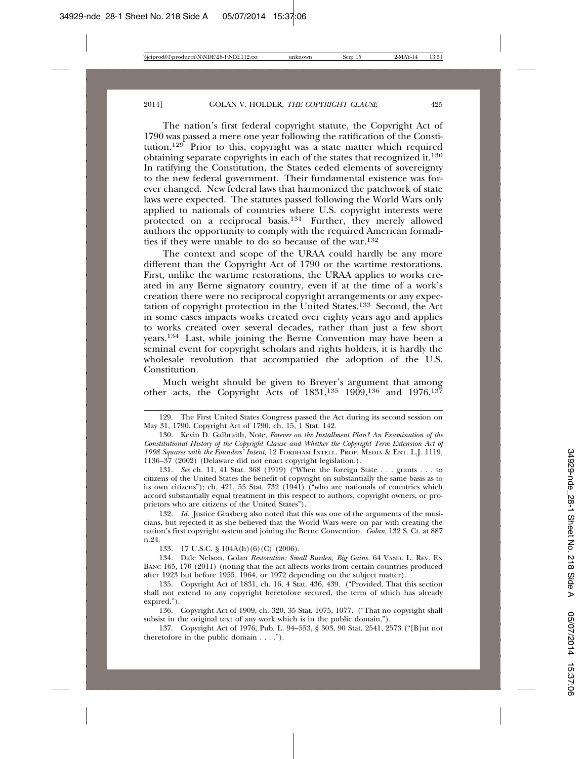The nation's first federal copyright statute, the Copyright Act of 1790 was passed a mere one year following the ratification of the Constitution.[129] Prior to this, copyright was a state matter which required obtaining separate copyrights in each of the states that recognized it.[130] In ratifying the Constitution, the States ceded elements of sovereignty to the new federal government. Their fundamental existence was forever changed. New federal laws that harmonized the patchwork of state laws were expected. The statutes passed following the World Wars only applied to nationals of countries where U.S. copyright interests were protected on a reciprocal basis.[131] Further, they merely allowed authors the opportunity to comply with the required American formalities if they were unable to do so because of the war.[132]

The context and scope of the URAA could hardly be any more different than the Copyright Act of 1790 or the wartime restorations. First, unlike the wartime restorations, the URAA applies to works created in any Berne signatory country, even if at the time of a work's creation there were no reciprocal copyright arrangements or any expectation of copyright protection in the United States.[133] Second, the Act in some cases impacts works created over eighty years ago and applies to works created over several decades, rather than just a few short years.[134] Last, while joining the Berne Convention may have been a seminal event for copyright scholars and rights holders, it is hardly the wholesale revolution that accompanied the adoption of the U.S. Constitution.

Much weight should be given to Breyer's argument that among other acts, the Copyright Acts of 1831,[135] 1909,[136] and 1976,[137]

---

129. The First United States Congress passed the Act during its second session on May 31, 1790. Copyright Act of 1790, ch. 15, 1 Stat. 142.

130. Kevin D. Galbraith, Note, *Forever on the Installment Plan? An Examination of the Constitutional History of the Copyright Clause and Whether the Copyright Term Extension Act of 1998 Squares with the Founders' Intent*, 12 FORDHAM INTELL. PROP. MEDIA & ENT. L.J. 1119, 1136–37 (2002) (Delaware did not enact copyright legislation.).

131. *See* ch. 11, 41 Stat. 368 (1919) ("When the foreign State . . . grants . . . to citizens of the United States the benefit of copyright on substantially the same basis as to its own citizens"); ch. 421, 55 Stat. 732 (1941) ("who are nationals of countries which accord substantially equal treatment in this respect to authors, copyright owners, or proprietors who are citizens of the United States").

132. *Id.* Justice Ginsberg also noted that this was one of the arguments of the musicians, but rejected it as she believed that the World Wars were on par with creating the nation's first copyright system and joining the Berne Convention. *Golan*, 132 S. Ct. at 887 n.24.

133. 17 U.S.C. § 104A(h)(6)(C) (2006).

134. Dale Nelson, Golan *Restoration: Small Burden, Big Gains*. 64 VAND. L. REV. EN BANC 165, 170 (2011) (noting that the act affects works from certain countries produced after 1923 but before 1955, 1964, or 1972 depending on the subject matter).

135. Copyright Act of 1831, ch. 16, 4 Stat. 436, 439. ("Provided, That this section shall not extend to any copyright heretofore secured, the term of which has already expired.").

136. Copyright Act of 1909, ch. 320, 35 Stat. 1075, 1077. ("That no copyright shall subsist in the original text of any work which is in the public domain.").

137. Copyright Act of 1976, Pub. L. 94–553, § 303, 90 Stat. 2541, 2573 ("[B]ut not theretofore in the public domain . . . .").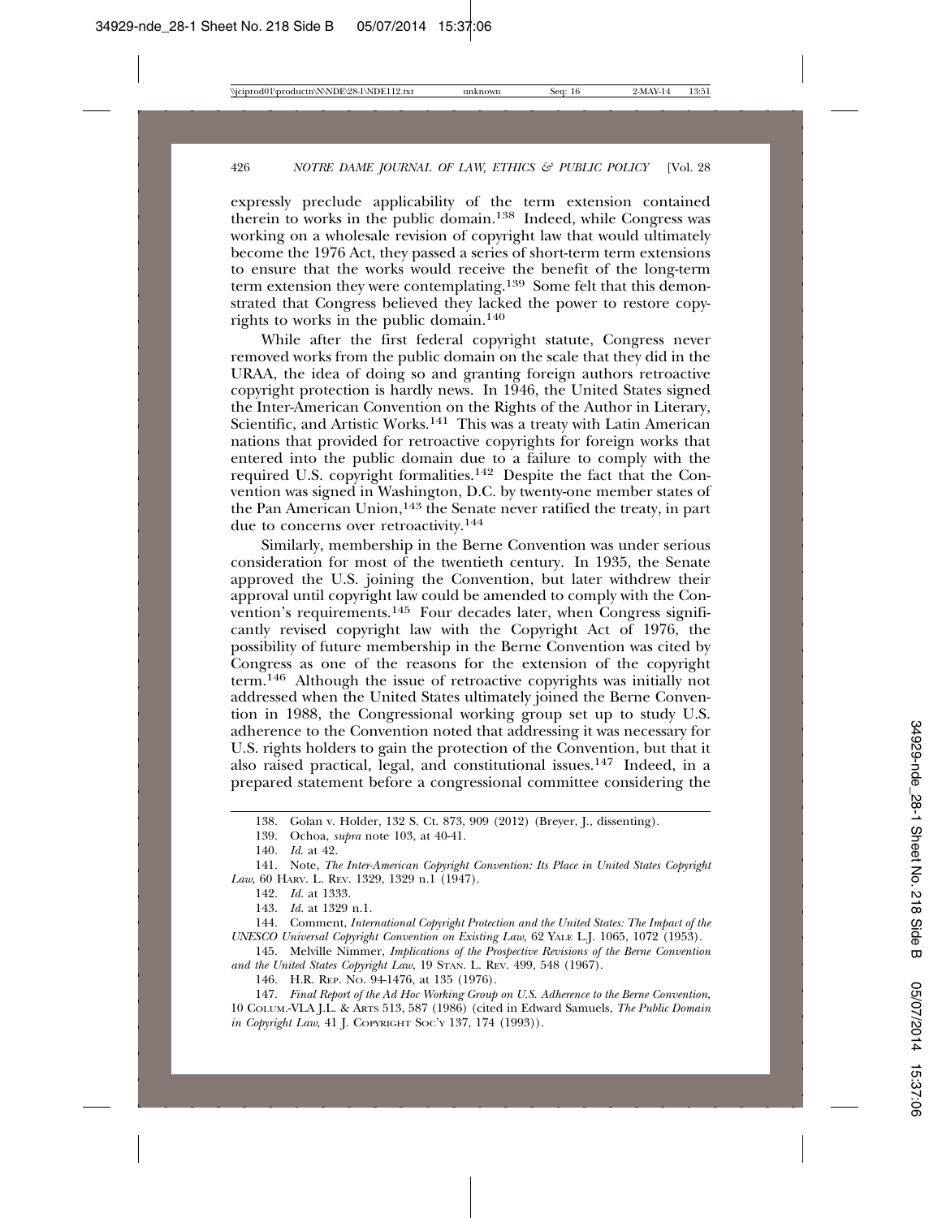expressly preclude applicability of the term extension contained therein to works in the public domain.[138] Indeed, while Congress was working on a wholesale revision of copyright law that would ultimately become the 1976 Act, they passed a series of short-term term extensions to ensure that the works would receive the benefit of the long-term term extension they were contemplating.[139] Some felt that this demonstrated that Congress believed they lacked the power to restore copyrights to works in the public domain.[140]

While after the first federal copyright statute, Congress never removed works from the public domain on the scale that they did in the URAA, the idea of doing so and granting foreign authors retroactive copyright protection is hardly news. In 1946, the United States signed the Inter-American Convention on the Rights of the Author in Literary, Scientific, and Artistic Works.[141] This was a treaty with Latin American nations that provided for retroactive copyrights for foreign works that entered into the public domain due to a failure to comply with the required U.S. copyright formalities.[142] Despite the fact that the Convention was signed in Washington, D.C. by twenty-one member states of the Pan American Union,[143] the Senate never ratified the treaty, in part due to concerns over retroactivity.[144]

Similarly, membership in the Berne Convention was under serious consideration for most of the twentieth century. In 1935, the Senate approved the U.S. joining the Convention, but later withdrew their approval until copyright law could be amended to comply with the Convention's requirements.[145] Four decades later, when Congress significantly revised copyright law with the Copyright Act of 1976, the possibility of future membership in the Berne Convention was cited by Congress as one of the reasons for the extension of the copyright term.[146] Although the issue of retroactive copyrights was initially not addressed when the United States ultimately joined the Berne Convention in 1988, the Congressional working group set up to study U.S. adherence to the Convention noted that addressing it was necessary for U.S. rights holders to gain the protection of the Convention, but that it also raised practical, legal, and constitutional issues.[147] Indeed, in a prepared statement before a congressional committee considering the

---

138. Golan v. Holder, 132 S. Ct. 873, 909 (2012) (Breyer, J., dissenting).

139. Ochoa, *supra* note 103, at 40-41.

140. *Id.* at 42.

141. Note, *The Inter-American Copyright Convention: Its Place in United States Copyright Law*, 60 HARV. L. REV. 1329, 1329 n.1 (1947).

142. *Id.* at 1333.

143. *Id.* at 1329 n.1.

144. Comment, *International Copyright Protection and the United States: The Impact of the UNESCO Universal Copyright Convention on Existing Law*, 62 YALE L.J. 1065, 1072 (1953).

145. Melville Nimmer, *Implications of the Prospective Revisions of the Berne Convention and the United States Copyright Law*, 19 STAN. L. REV. 499, 548 (1967).

146. H.R. REP. NO. 94-1476, at 135 (1976).

147. *Final Report of the Ad Hoc Working Group on U.S. Adherence to the Berne Convention*, 10 COLUM.-VLA J.L. & ARTS 513, 587 (1986) (cited in Edward Samuels, *The Public Domain in Copyright Law*, 41 J. COPYRIGHT SOC'Y 137, 174 (1993)).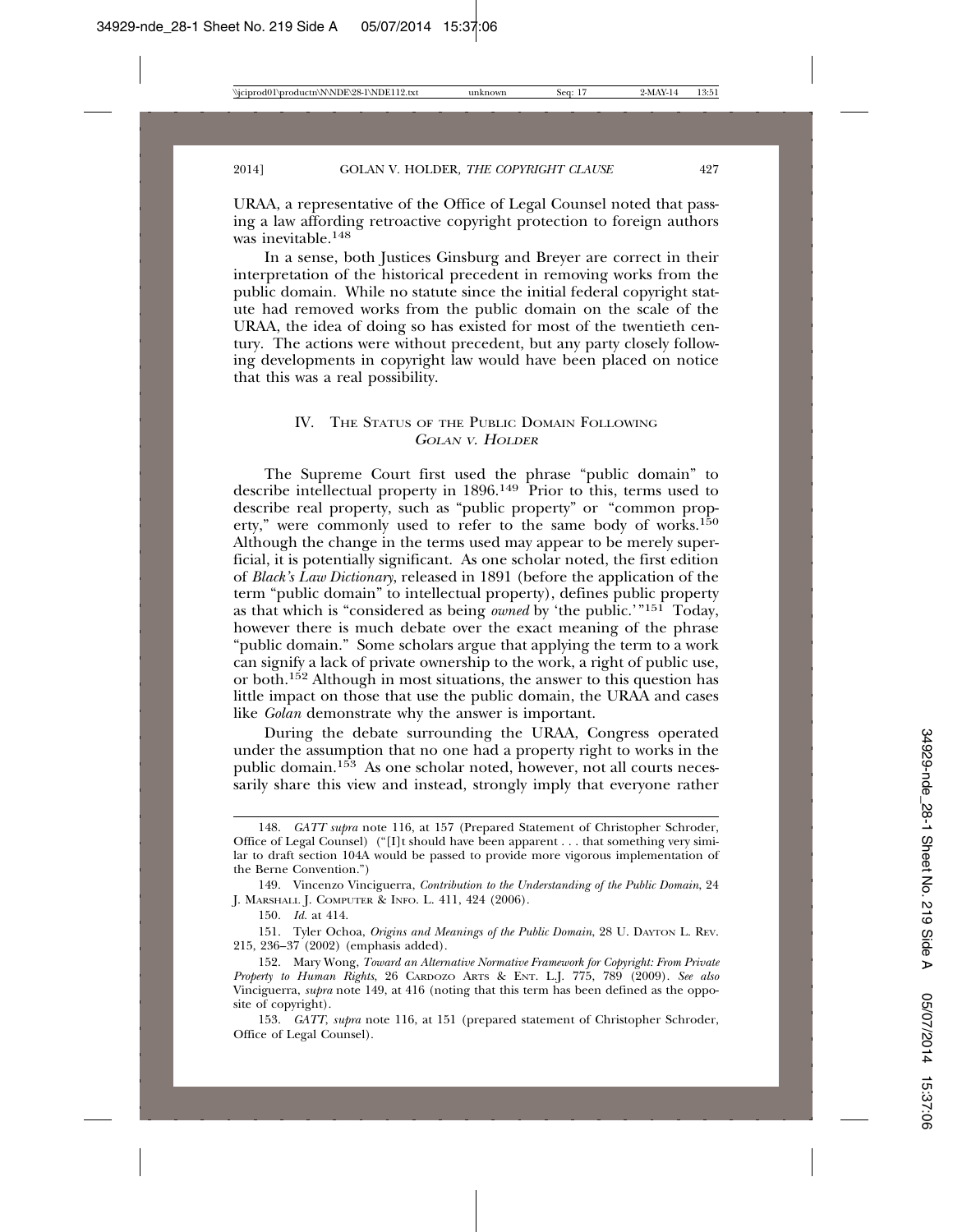URAA, a representative of the Office of Legal Counsel noted that passing a law affording retroactive copyright protection to foreign authors was inevitable.[148]

In a sense, both Justices Ginsburg and Breyer are correct in their interpretation of the historical precedent in removing works from the public domain. While no statute since the initial federal copyright statute had removed works from the public domain on the scale of the URAA, the idea of doing so has existed for most of the twentieth century. The actions were without precedent, but any party closely following developments in copyright law would have been placed on notice that this was a real possibility.

## IV. The Status of the Public Domain Following *Golan v. Holder*

The Supreme Court first used the phrase "public domain" to describe intellectual property in 1896.[149] Prior to this, terms used to describe real property, such as "public property" or "common property," were commonly used to refer to the same body of works.[150] Although the change in the terms used may appear to be merely superficial, it is potentially significant. As one scholar noted, the first edition of *Black's Law Dictionary*, released in 1891 (before the application of the term "public domain" to intellectual property), defines public property as that which is "considered as being *owned* by 'the public.'"[151] Today, however there is much debate over the exact meaning of the phrase "public domain." Some scholars argue that applying the term to a work can signify a lack of private ownership to the work, a right of public use, or both.[152] Although in most situations, the answer to this question has little impact on those that use the public domain, the URAA and cases like *Golan* demonstrate why the answer is important.

During the debate surrounding the URAA, Congress operated under the assumption that no one had a property right to works in the public domain.[153] As one scholar noted, however, not all courts necessarily share this view and instead, strongly imply that everyone rather

---

148. *GATT supra* note 116, at 157 (Prepared Statement of Christopher Schroder, Office of Legal Counsel) ("[I]t should have been apparent . . . that something very similar to draft section 104A would be passed to provide more vigorous implementation of the Berne Convention.")

149. Vincenzo Vinciguerra, *Contribution to the Understanding of the Public Domain*, 24 J. Marshall J. Computer & Info. L. 411, 424 (2006).

150. *Id.* at 414.

151. Tyler Ochoa, *Origins and Meanings of the Public Domain*, 28 U. Dayton L. Rev. 215, 236–37 (2002) (emphasis added).

152. Mary Wong, *Toward an Alternative Normative Framework for Copyright: From Private Property to Human Rights*, 26 Cardozo Arts & Ent. L.J. 775, 789 (2009). *See also* Vinciguerra, *supra* note 149, at 416 (noting that this term has been defined as the opposite of copyright).

153. *GATT*, *supra* note 116, at 151 (prepared statement of Christopher Schroder, Office of Legal Counsel).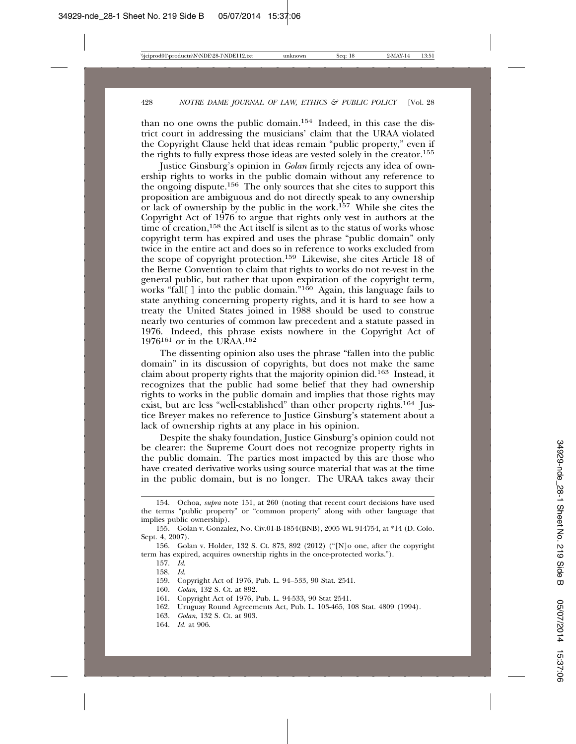than no one owns the public domain.[154] Indeed, in this case the district court in addressing the musicians' claim that the URAA violated the Copyright Clause held that ideas remain "public property," even if the rights to fully express those ideas are vested solely in the creator.[155]

Justice Ginsburg's opinion in *Golan* firmly rejects any idea of ownership rights to works in the public domain without any reference to the ongoing dispute.[156] The only sources that she cites to support this proposition are ambiguous and do not directly speak to any ownership or lack of ownership by the public in the work.[157] While she cites the Copyright Act of 1976 to argue that rights only vest in authors at the time of creation,[158] the Act itself is silent as to the status of works whose copyright term has expired and uses the phrase "public domain" only twice in the entire act and does so in reference to works excluded from the scope of copyright protection.[159] Likewise, she cites Article 18 of the Berne Convention to claim that rights to works do not re-vest in the general public, but rather that upon expiration of the copyright term, works "fall[ ] into the public domain."[160] Again, this language fails to state anything concerning property rights, and it is hard to see how a treaty the United States joined in 1988 should be used to construe nearly two centuries of common law precedent and a statute passed in 1976. Indeed, this phrase exists nowhere in the Copyright Act of 1976[161] or in the URAA.[162]

The dissenting opinion also uses the phrase "fallen into the public domain" in its discussion of copyrights, but does not make the same claim about property rights that the majority opinion did.[163] Instead, it recognizes that the public had some belief that they had ownership rights to works in the public domain and implies that those rights may exist, but are less "well-established" than other property rights.[164] Justice Breyer makes no reference to Justice Ginsburg's statement about a lack of ownership rights at any place in his opinion.

Despite the shaky foundation, Justice Ginsburg's opinion could not be clearer: the Supreme Court does not recognize property rights in the public domain. The parties most impacted by this are those who have created derivative works using source material that was at the time in the public domain, but is no longer. The URAA takes away their

---

154. Ochoa, *supra* note 151, at 260 (noting that recent court decisions have used the terms "public property" or "common property" along with other language that implies public ownership).

155. Golan v. Gonzalez, No. Civ.01-B-1854(BNB), 2005 WL 914754, at *14 (D. Colo. Sept. 4, 2007).

156. Golan v. Holder, 132 S. Ct. 873, 892 (2012) ("[N]o one, after the copyright term has expired, acquires ownership rights in the once-protected works.").

157. *Id.*

158. *Id.*

159. Copyright Act of 1976, Pub. L. 94–533, 90 Stat. 2541.

160. *Golan*, 132 S. Ct. at 892.

161. Copyright Act of 1976, Pub. L. 94-533, 90 Stat 2541.

162. Uruguay Round Agreements Act, Pub. L. 103-465, 108 Stat. 4809 (1994).

163. *Golan*, 132 S. Ct. at 903.

164. *Id.* at 906.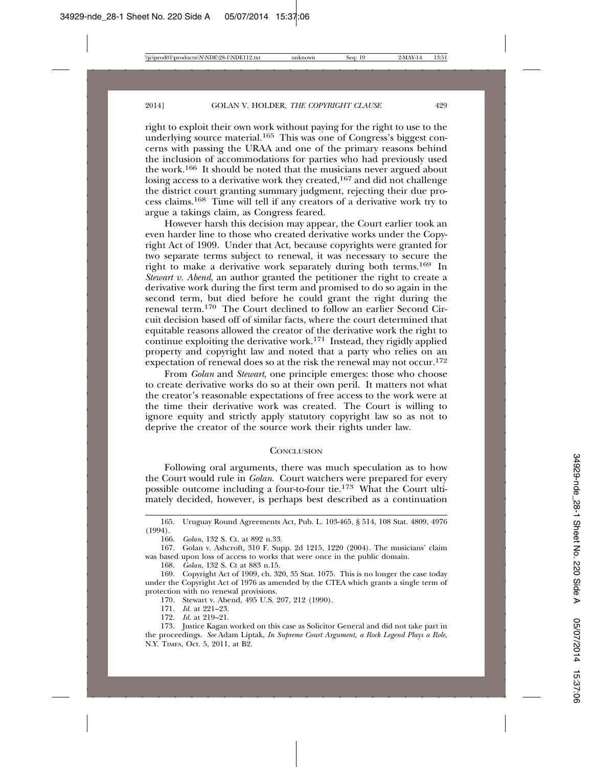right to exploit their own work without paying for the right to use to the underlying source material.[165] This was one of Congress's biggest concerns with passing the URAA and one of the primary reasons behind the inclusion of accommodations for parties who had previously used the work.[166] It should be noted that the musicians never argued about losing access to a derivative work they created,[167] and did not challenge the district court granting summary judgment, rejecting their due process claims.[168] Time will tell if any creators of a derivative work try to argue a takings claim, as Congress feared.

However harsh this decision may appear, the Court earlier took an even harder line to those who created derivative works under the Copyright Act of 1909. Under that Act, because copyrights were granted for two separate terms subject to renewal, it was necessary to secure the right to make a derivative work separately during both terms.[169] In *Stewart v. Abend*, an author granted the petitioner the right to create a derivative work during the first term and promised to do so again in the second term, but died before he could grant the right during the renewal term.[170] The Court declined to follow an earlier Second Circuit decision based off of similar facts, where the court determined that equitable reasons allowed the creator of the derivative work the right to continue exploiting the derivative work.[171] Instead, they rigidly applied property and copyright law and noted that a party who relies on an expectation of renewal does so at the risk the renewal may not occur.[172]

From *Golan* and *Stewart*, one principle emerges: those who choose to create derivative works do so at their own peril. It matters not what the creator's reasonable expectations of free access to the work were at the time their derivative work was created. The Court is willing to ignore equity and strictly apply statutory copyright law so as not to deprive the creator of the source work their rights under law.

## Conclusion

Following oral arguments, there was much speculation as to how the Court would rule in *Golan*. Court watchers were prepared for every possible outcome including a four-to-four tie.[173] What the Court ultimately decided, however, is perhaps best described as a continuation

---

165. Uruguay Round Agreements Act, Pub. L. 103-465, § 514, 108 Stat. 4809, 4976 (1994).

166. *Golan*, 132 S. Ct. at 892 n.33.

167. Golan v. Ashcroft, 310 F. Supp. 2d 1215, 1220 (2004). The musicians' claim was based upon loss of access to works that were once in the public domain.

168. *Golan*, 132 S. Ct at 883 n.15.

169. Copyright Act of 1909, ch. 320, 35 Stat. 1075. This is no longer the case today under the Copyright Act of 1976 as amended by the CTEA which grants a single term of protection with no renewal provisions.

170. Stewart v. Abend, 495 U.S. 207, 212 (1990).

171. *Id.* at 221–23.

172. *Id.* at 219–21.

173. Justice Kagan worked on this case as Solicitor General and did not take part in the proceedings. *See* Adam Liptak, *In Supreme Court Argument, a Rock Legend Plays a Role*, N.Y. Times, Oct. 5, 2011, at B2.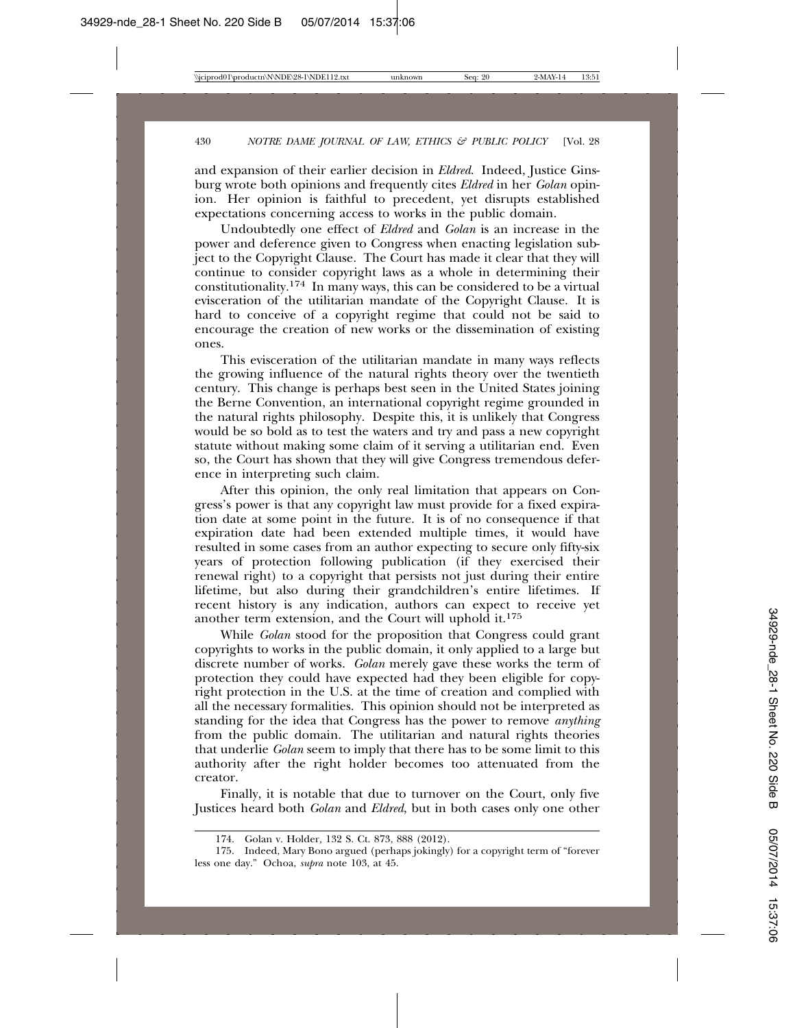and expansion of their earlier decision in *Eldred*. Indeed, Justice Ginsburg wrote both opinions and frequently cites *Eldred* in her *Golan* opinion. Her opinion is faithful to precedent, yet disrupts established expectations concerning access to works in the public domain.

Undoubtedly one effect of *Eldred* and *Golan* is an increase in the power and deference given to Congress when enacting legislation subject to the Copyright Clause. The Court has made it clear that they will continue to consider copyright laws as a whole in determining their constitutionality.[174] In many ways, this can be considered to be a virtual evisceration of the utilitarian mandate of the Copyright Clause. It is hard to conceive of a copyright regime that could not be said to encourage the creation of new works or the dissemination of existing ones.

This evisceration of the utilitarian mandate in many ways reflects the growing influence of the natural rights theory over the twentieth century. This change is perhaps best seen in the United States joining the Berne Convention, an international copyright regime grounded in the natural rights philosophy. Despite this, it is unlikely that Congress would be so bold as to test the waters and try and pass a new copyright statute without making some claim of it serving a utilitarian end. Even so, the Court has shown that they will give Congress tremendous deference in interpreting such claim.

After this opinion, the only real limitation that appears on Congress's power is that any copyright law must provide for a fixed expiration date at some point in the future. It is of no consequence if that expiration date had been extended multiple times, it would have resulted in some cases from an author expecting to secure only fifty-six years of protection following publication (if they exercised their renewal right) to a copyright that persists not just during their entire lifetime, but also during their grandchildren's entire lifetimes. If recent history is any indication, authors can expect to receive yet another term extension, and the Court will uphold it.[175]

While *Golan* stood for the proposition that Congress could grant copyrights to works in the public domain, it only applied to a large but discrete number of works. *Golan* merely gave these works the term of protection they could have expected had they been eligible for copyright protection in the U.S. at the time of creation and complied with all the necessary formalities. This opinion should not be interpreted as standing for the idea that Congress has the power to remove *anything* from the public domain. The utilitarian and natural rights theories that underlie *Golan* seem to imply that there has to be some limit to this authority after the right holder becomes too attenuated from the creator.

Finally, it is notable that due to turnover on the Court, only five Justices heard both *Golan* and *Eldred*, but in both cases only one other

---

174. Golan v. Holder, 132 S. Ct. 873, 888 (2012).

175. Indeed, Mary Bono argued (perhaps jokingly) for a copyright term of "forever less one day." Ochoa, *supra* note 103, at 45.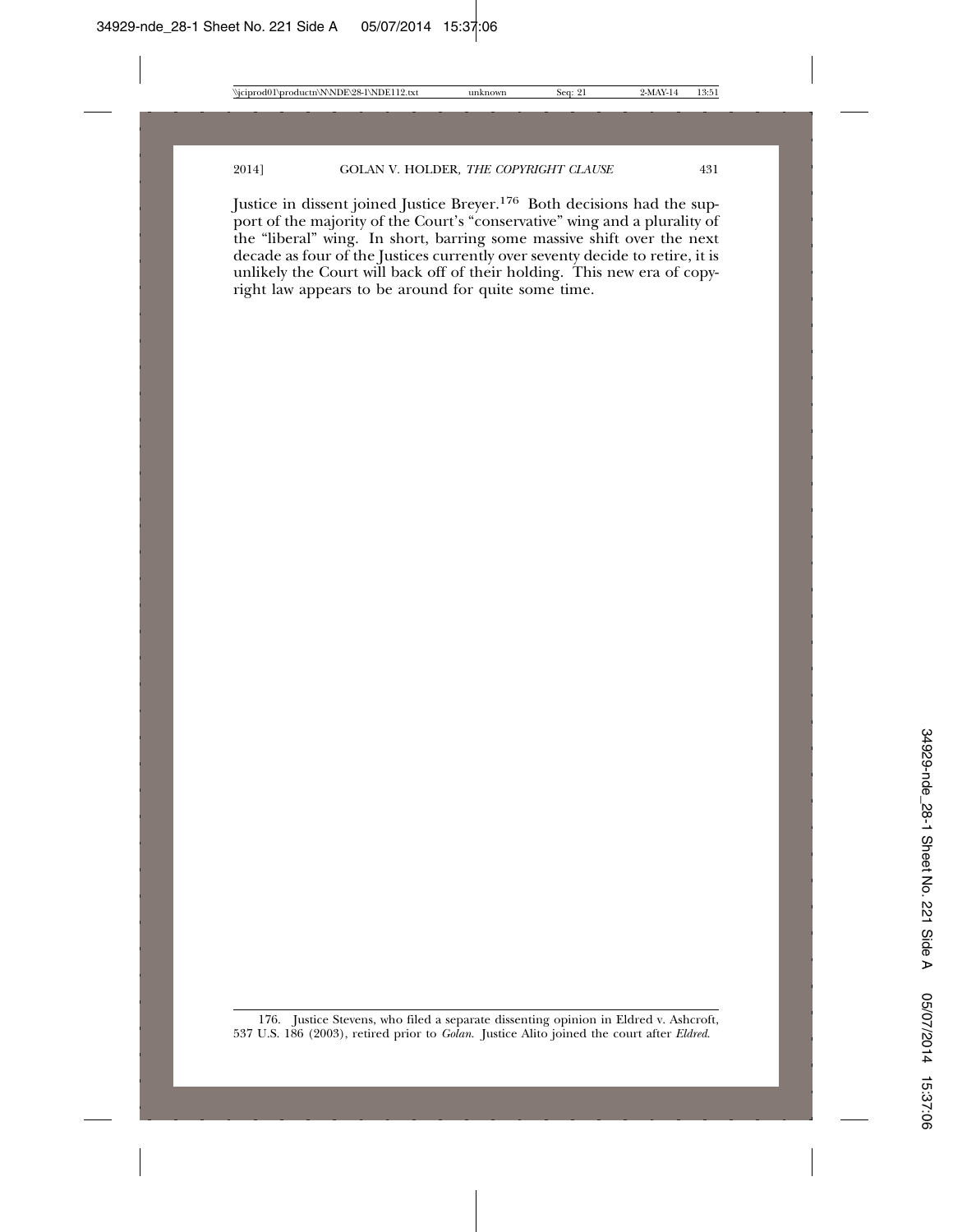Justice in dissent joined Justice Breyer.[176] Both decisions had the support of the majority of the Court's "conservative" wing and a plurality of the "liberal" wing. In short, barring some massive shift over the next decade as four of the Justices currently over seventy decide to retire, it is unlikely the Court will back off of their holding. This new era of copyright law appears to be around for quite some time.

---

176. Justice Stevens, who filed a separate dissenting opinion in Eldred v. Ashcroft, 537 U.S. 186 (2003), retired prior to *Golan*. Justice Alito joined the court after *Eldred*.